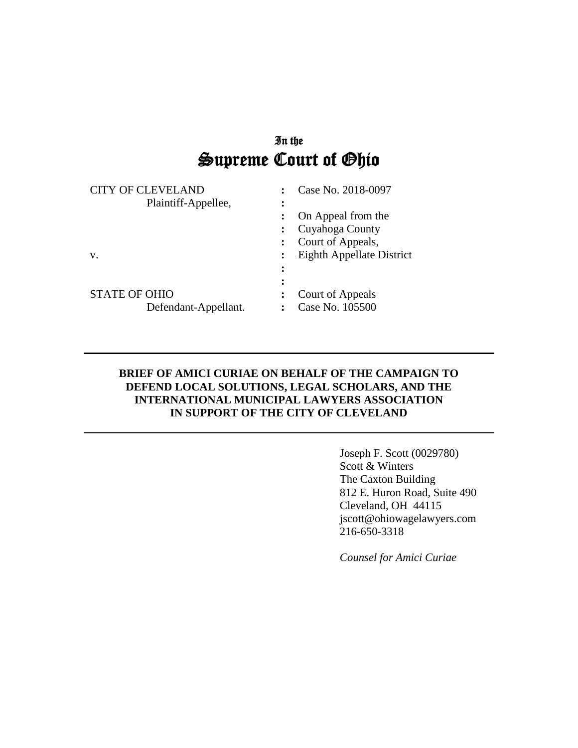# In the Supreme Court of Ohio

| | | |
|---|---|---|
| CITY OF CLEVELAND | : | Case No. 2018-0097 |
| Plaintiff-Appellee, | : | |
| | : | On Appeal from the |
| | : | Cuyahoga County |
| | : | Court of Appeals, |
| v. | : | Eighth Appellate District |
| | : | |
| | : | |
| STATE OF OHIO | : | Court of Appeals |
| Defendant-Appellant. | : | Case No. 105500 |

---

**BRIEF OF AMICI CURIAE ON BEHALF OF THE CAMPAIGN TO DEFEND LOCAL SOLUTIONS, LEGAL SCHOLARS, AND THE INTERNATIONAL MUNICIPAL LAWYERS ASSOCIATION IN SUPPORT OF THE CITY OF CLEVELAND**

---

Joseph F. Scott (0029780)
Scott & Winters
The Caxton Building
812 E. Huron Road, Suite 490
Cleveland, OH 44115
jscott@ohiowagelawyers.com
216-650-3318

*Counsel for Amici Curiae*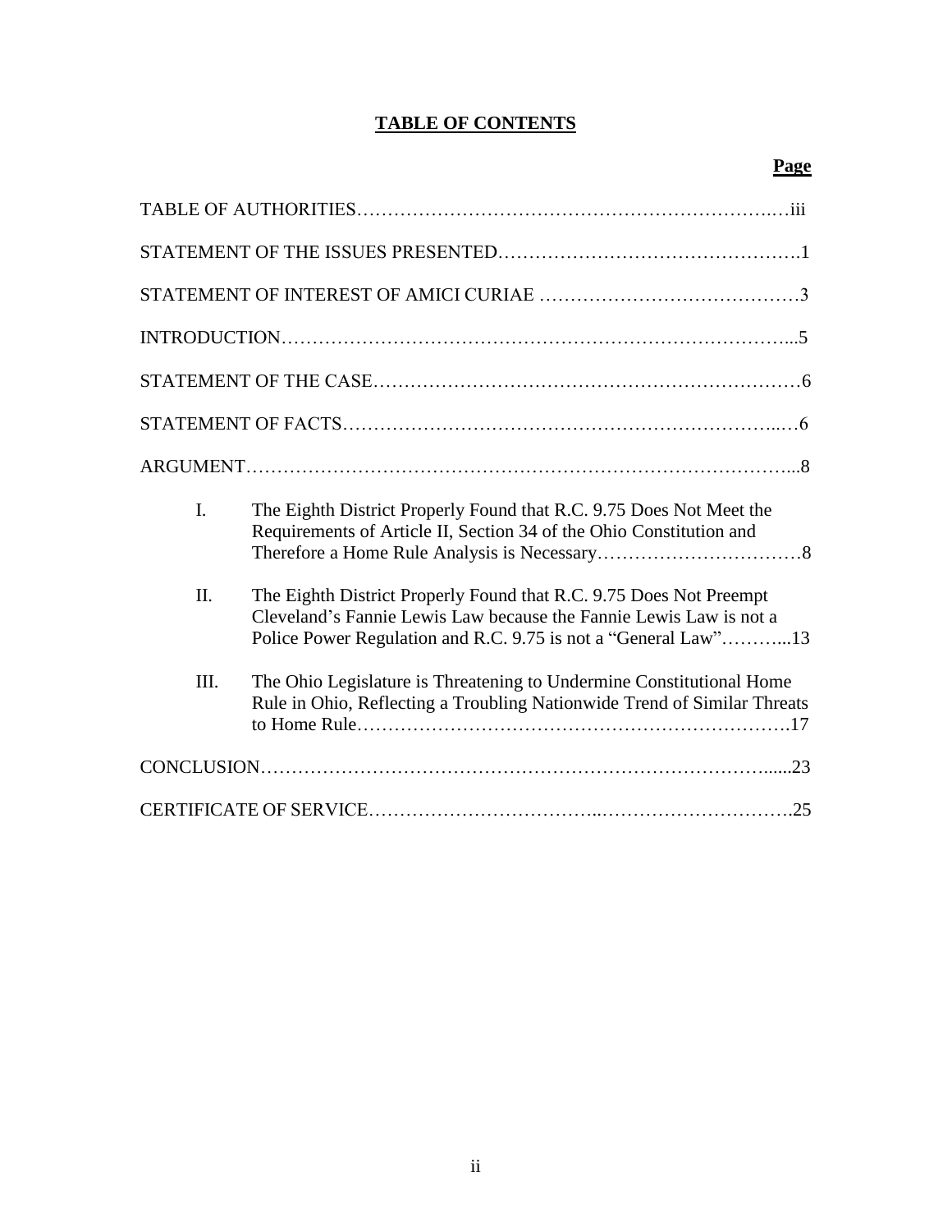# TABLE OF CONTENTS

**Page**

TABLE OF AUTHORITIES……………………………………………………………iii

STATEMENT OF THE ISSUES PRESENTED……………………………………….1

STATEMENT OF INTEREST OF AMICI CURIAE ……………………………………3

INTRODUCTION…………………………………………………………………...5

STATEMENT OF THE CASE………………………………………………………6

STATEMENT OF FACTS……………………………………………………………6

ARGUMENT…………………………………………………………………………...8

I. The Eighth District Properly Found that R.C. 9.75 Does Not Meet the Requirements of Article II, Section 34 of the Ohio Constitution and Therefore a Home Rule Analysis is Necessary……………………………8

II. The Eighth District Properly Found that R.C. 9.75 Does Not Preempt Cleveland's Fannie Lewis Law because the Fannie Lewis Law is not a Police Power Regulation and R.C. 9.75 is not a "General Law"………...13

III. The Ohio Legislature is Threatening to Undermine Constitutional Home Rule in Ohio, Reflecting a Troubling Nationwide Trend of Similar Threats to Home Rule………………………………………………………….17

CONCLUSION…………………………………………………………………….....23

CERTIFICATE OF SERVICE……………………………..………………………….25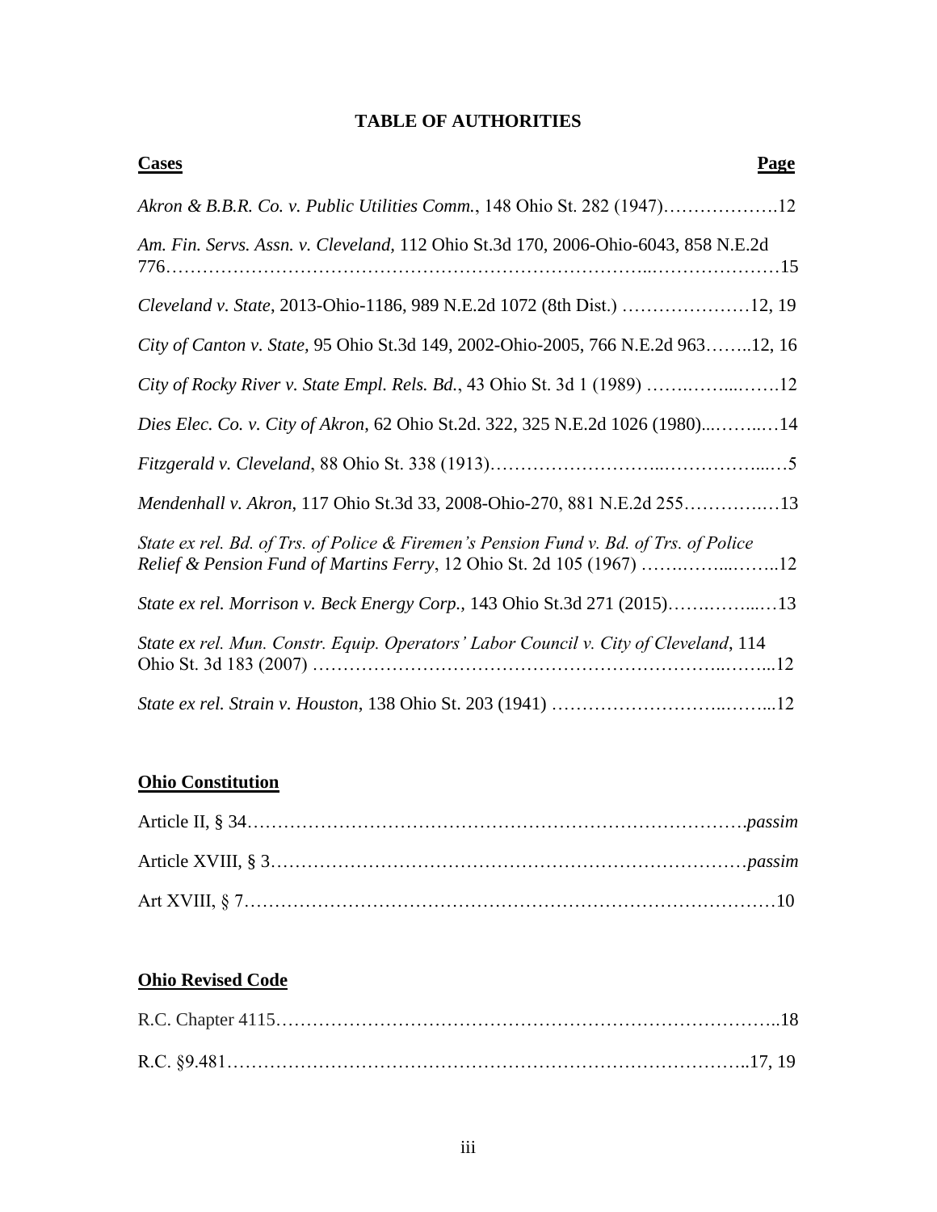# TABLE OF AUTHORITIES

**Cases** **Page**

*Akron & B.B.R. Co. v. Public Utilities Comm.*, 148 Ohio St. 282 (1947)……………….12

*Am. Fin. Servs. Assn. v. Cleveland,* 112 Ohio St.3d 170, 2006-Ohio-6043, 858 N.E.2d 776…………………………………………………………………..…………………15

*Cleveland v. State*, 2013-Ohio-1186, 989 N.E.2d 1072 (8th Dist.) …………………12, 19

*City of Canton v. State,* 95 Ohio St.3d 149, 2002-Ohio-2005, 766 N.E.2d 963……..12, 16

*City of Rocky River v. State Empl. Rels. Bd.*, 43 Ohio St. 3d 1 (1989) …….……...…….12

*Dies Elec. Co. v. City of Akron,* 62 Ohio St.2d. 322, 325 N.E.2d 1026 (1980)...……..…14

*Fitzgerald v. Cleveland*, 88 Ohio St. 338 (1913)………………………..…………….....…5

*Mendenhall v. Akron,* 117 Ohio St.3d 33, 2008-Ohio-270, 881 N.E.2d 255………….…13

*State ex rel. Bd. of Trs. of Police & Firemen's Pension Fund v. Bd. of Trs. of Police Relief & Pension Fund of Martins Ferry*, 12 Ohio St. 2d 105 (1967) …….……...……..12

*State ex rel. Morrison v. Beck Energy Corp.*, 143 Ohio St.3d 271 (2015)…….……...…13

*State ex rel. Mun. Constr. Equip. Operators' Labor Council v. City of Cleveland*, 114 Ohio St. 3d 183 (2007) …………………………………………………………..……...12

*State ex rel. Strain v. Houston*, 138 Ohio St. 203 (1941) ………………………..……...12

**Ohio Constitution**

Article II, § 34……………………………………………………………………….*passim*

Article XVIII, § 3…………………………………………………………………*passim*

Art XVIII, § 7……………………………………………………………………………10

**Ohio Revised Code**

R.C. Chapter 4115……………………………………………………………………..18

R.C. §9.481……………………………………………………………………….17, 19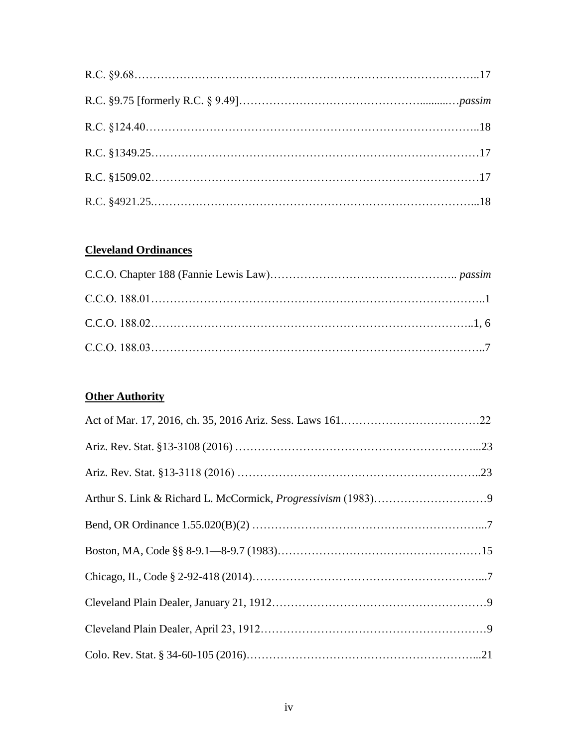R.C. §9.68……………………………………………………………………………..17

R.C. §9.75 [formerly R.C. § 9.49]………………………………………….........…*passim*

R.C. §124.40…………………………………………………………………………..18

R.C. §1349.25…………………………………………………………………………17

R.C. §1509.02…………………………………………………………………………17

R.C. §4921.25.………………………………………………………………………...18

**Cleveland Ordinances**

C.C.O. Chapter 188 (Fannie Lewis Law)………………………………………….. *passim*

C.C.O. 188.01…………………………………………………………………………..1

C.C.O. 188.02…………………………………………………………………………..1, 6

C.C.O. 188.03…………………………………………………………………………..7

**Other Authority**

Act of Mar. 17, 2016, ch. 35, 2016 Ariz. Sess. Laws 161.………………………………22

Ariz. Rev. Stat. §13-3108 (2016) ……………………………………………………...23

Ariz. Rev. Stat. §13-3118 (2016) ……………………………………………………..23

Arthur S. Link & Richard L. McCormick, *Progressivism* (1983)…………………………9

Bend, OR Ordinance 1.55.020(B)(2) …………………………………………………...7

Boston, MA, Code §§ 8-9.1—8-9.7 (1983)……………………………………………15

Chicago, IL, Code § 2-92-418 (2014)…………………………………………………...7

Cleveland Plain Dealer, January 21, 1912……………………………………………….9

Cleveland Plain Dealer, April 23, 1912………………………………………………….9

Colo. Rev. Stat. § 34-60-105 (2016)…………………………………………………...21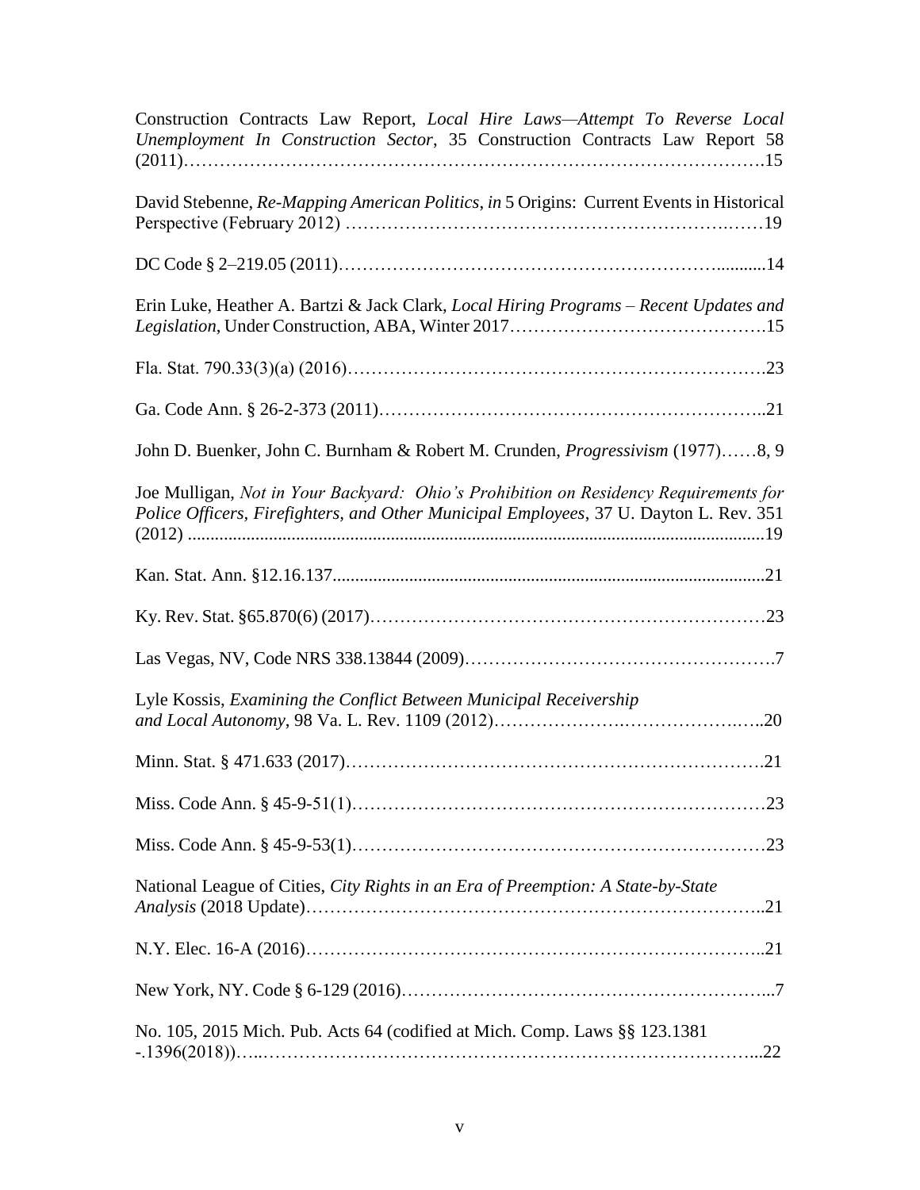Construction Contracts Law Report, *Local Hire Laws—Attempt To Reverse Local Unemployment In Construction Sector*, 35 Construction Contracts Law Report 58 (2011)……………………………………………………………………………………….15

David Stebenne, *Re-Mapping American Politics*, *in* 5 Origins: Current Events in Historical Perspective (February 2012) ………………………………………………………….……19

DC Code § 2–219.05 (2011)…………………………………………………………..........14

Erin Luke, Heather A. Bartzi & Jack Clark, *Local Hiring Programs – Recent Updates and Legislation*, Under Construction, ABA, Winter 2017…………………………………….15

Fla. Stat. 790.33(3)(a) (2016)……………………………………………………………….23

Ga. Code Ann. § 26-2-373 (2011)……………………………………………………..21

John D. Buenker, John C. Burnham & Robert M. Crunden, *Progressivism* (1977)……8, 9

Joe Mulligan, *Not in Your Backyard: Ohio's Prohibition on Residency Requirements for Police Officers, Firefighters, and Other Municipal Employees*, 37 U. Dayton L. Rev. 351 (2012) ...........................................................................................................................19

Kan. Stat. Ann. §12.16.137..............................................................................................21

Ky. Rev. Stat. §65.870(6) (2017)…………………………………………………………23

Las Vegas, NV, Code NRS 338.13844 (2009)…………………………………………….7

Lyle Kossis, *Examining the Conflict Between Municipal Receivership and Local Autonomy*, 98 Va. L. Rev. 1109 (2012)………………….………………….…..20

Minn. Stat. § 471.633 (2017)…………………………………………………………….21

Miss. Code Ann. § 45-9-51(1)……………………………………………………………23

Miss. Code Ann. § 45-9-53(1)……………………………………………………………23

National League of Cities, *City Rights in an Era of Preemption: A State-by-State Analysis* (2018 Update)……………………………………………………………………..21

N.Y. Elec. 16-A (2016)…………………………………………………………………..21

New York, NY. Code § 6-129 (2016)……………………………………………………...7

No. 105, 2015 Mich. Pub. Acts 64 (codified at Mich. Comp. Laws §§ 123.1381 -.1396(2018))…..……………………………………………………………………...22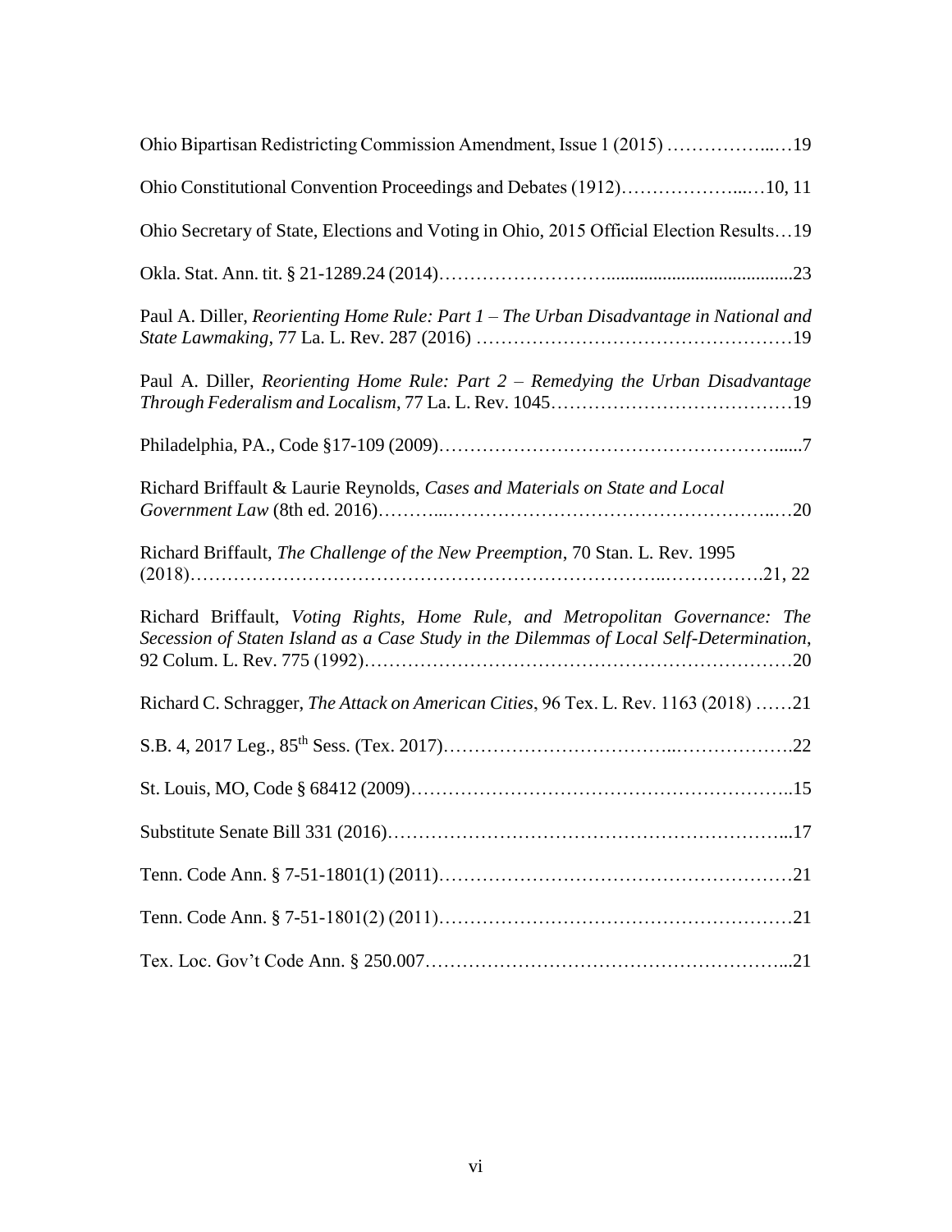Ohio Bipartisan Redistricting Commission Amendment, Issue 1 (2015) ……………...…19

Ohio Constitutional Convention Proceedings and Debates (1912)………………...…10, 11

Ohio Secretary of State, Elections and Voting in Ohio, 2015 Official Election Results…19

Okla. Stat. Ann. tit. § 21-1289.24 (2014)……………………........................................23

Paul A. Diller, *Reorienting Home Rule: Part 1 – The Urban Disadvantage in National and State Lawmaking*, 77 La. L. Rev. 287 (2016) ……………………………………………19

Paul A. Diller, *Reorienting Home Rule: Part 2 – Remedying the Urban Disadvantage Through Federalism and Localism*, 77 La. L. Rev. 1045…………………………………19

Philadelphia, PA., Code §17-109 (2009)………………………………………………......7

Richard Briffault & Laurie Reynolds, *Cases and Materials on State and Local Government Law* (8th ed. 2016)………..……………………………………………..…20

Richard Briffault, *The Challenge of the New Preemption*, 70 Stan. L. Rev. 1995 (2018)………………………………………………………………..…………….21, 22

Richard Briffault, *Voting Rights, Home Rule, and Metropolitan Governance: The Secession of Staten Island as a Case Study in the Dilemmas of Local Self-Determination*, 92 Colum. L. Rev. 775 (1992)……………………………….………………………20

Richard C. Schragger, *The Attack on American Cities*, 96 Tex. L. Rev. 1163 (2018) ……21

S.B. 4, 2017 Leg., 85th Sess. (Tex. 2017)……………………………..……………….22

St. Louis, MO, Code § 68412 (2009)……………………………………………………..15

Substitute Senate Bill 331 (2016)………………………………………………………...17

Tenn. Code Ann. § 7-51-1801(1) (2011)…………………………………………………21

Tenn. Code Ann. § 7-51-1801(2) (2011)…………………………………………………21

Tex. Loc. Gov't Code Ann. § 250.007…………………………………………………...21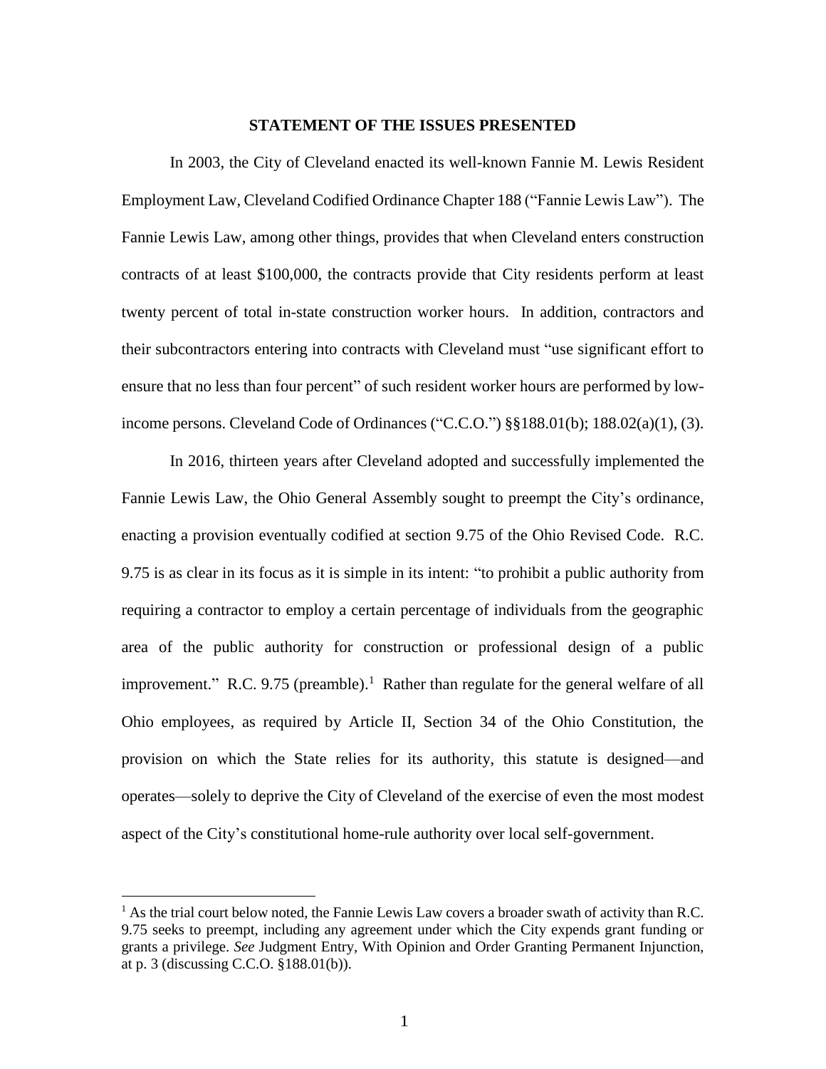## STATEMENT OF THE ISSUES PRESENTED

In 2003, the City of Cleveland enacted its well-known Fannie M. Lewis Resident Employment Law, Cleveland Codified Ordinance Chapter 188 ("Fannie Lewis Law"). The Fannie Lewis Law, among other things, provides that when Cleveland enters construction contracts of at least $100,000, the contracts provide that City residents perform at least twenty percent of total in-state construction worker hours. In addition, contractors and their subcontractors entering into contracts with Cleveland must "use significant effort to ensure that no less than four percent" of such resident worker hours are performed by low-income persons. Cleveland Code of Ordinances ("C.C.O.") §§188.01(b); 188.02(a)(1), (3).

In 2016, thirteen years after Cleveland adopted and successfully implemented the Fannie Lewis Law, the Ohio General Assembly sought to preempt the City's ordinance, enacting a provision eventually codified at section 9.75 of the Ohio Revised Code. R.C. 9.75 is as clear in its focus as it is simple in its intent: "to prohibit a public authority from requiring a contractor to employ a certain percentage of individuals from the geographic area of the public authority for construction or professional design of a public improvement." R.C. 9.75 (preamble).[1] Rather than regulate for the general welfare of all Ohio employees, as required by Article II, Section 34 of the Ohio Constitution, the provision on which the State relies for its authority, this statute is designed—and operates—solely to deprive the City of Cleveland of the exercise of even the most modest aspect of the City's constitutional home-rule authority over local self-government.

[1] As the trial court below noted, the Fannie Lewis Law covers a broader swath of activity than R.C. 9.75 seeks to preempt, including any agreement under which the City expends grant funding or grants a privilege. *See* Judgment Entry, With Opinion and Order Granting Permanent Injunction, at p. 3 (discussing C.C.O. §188.01(b)).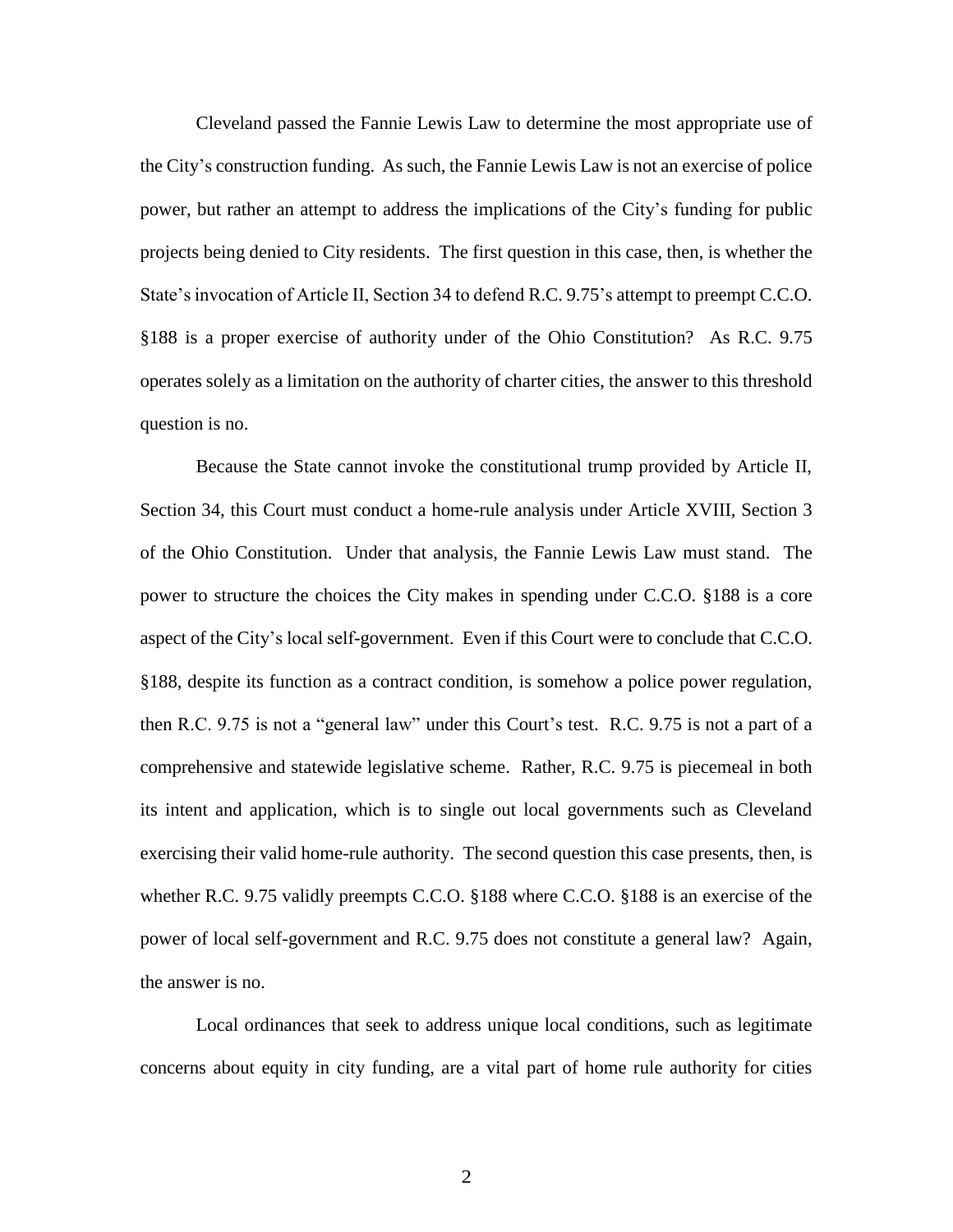Cleveland passed the Fannie Lewis Law to determine the most appropriate use of the City's construction funding. As such, the Fannie Lewis Law is not an exercise of police power, but rather an attempt to address the implications of the City's funding for public projects being denied to City residents. The first question in this case, then, is whether the State's invocation of Article II, Section 34 to defend R.C. 9.75's attempt to preempt C.C.O. §188 is a proper exercise of authority under of the Ohio Constitution? As R.C. 9.75 operates solely as a limitation on the authority of charter cities, the answer to this threshold question is no.

Because the State cannot invoke the constitutional trump provided by Article II, Section 34, this Court must conduct a home-rule analysis under Article XVIII, Section 3 of the Ohio Constitution. Under that analysis, the Fannie Lewis Law must stand. The power to structure the choices the City makes in spending under C.C.O. §188 is a core aspect of the City's local self-government. Even if this Court were to conclude that C.C.O. §188, despite its function as a contract condition, is somehow a police power regulation, then R.C. 9.75 is not a "general law" under this Court's test. R.C. 9.75 is not a part of a comprehensive and statewide legislative scheme. Rather, R.C. 9.75 is piecemeal in both its intent and application, which is to single out local governments such as Cleveland exercising their valid home-rule authority. The second question this case presents, then, is whether R.C. 9.75 validly preempts C.C.O. §188 where C.C.O. §188 is an exercise of the power of local self-government and R.C. 9.75 does not constitute a general law? Again, the answer is no.

Local ordinances that seek to address unique local conditions, such as legitimate concerns about equity in city funding, are a vital part of home rule authority for cities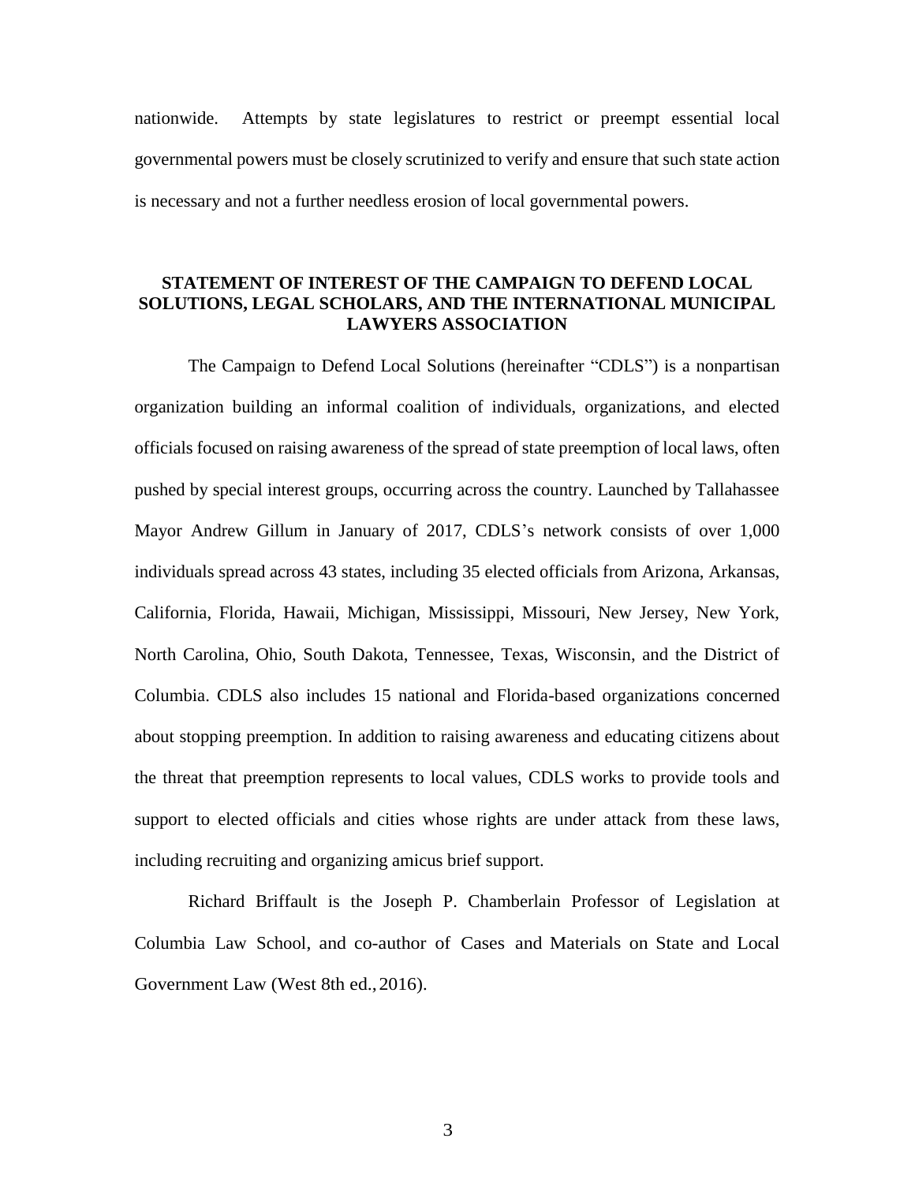nationwide. Attempts by state legislatures to restrict or preempt essential local governmental powers must be closely scrutinized to verify and ensure that such state action is necessary and not a further needless erosion of local governmental powers.

## STATEMENT OF INTEREST OF THE CAMPAIGN TO DEFEND LOCAL SOLUTIONS, LEGAL SCHOLARS, AND THE INTERNATIONAL MUNICIPAL LAWYERS ASSOCIATION

The Campaign to Defend Local Solutions (hereinafter "CDLS") is a nonpartisan organization building an informal coalition of individuals, organizations, and elected officials focused on raising awareness of the spread of state preemption of local laws, often pushed by special interest groups, occurring across the country. Launched by Tallahassee Mayor Andrew Gillum in January of 2017, CDLS's network consists of over 1,000 individuals spread across 43 states, including 35 elected officials from Arizona, Arkansas, California, Florida, Hawaii, Michigan, Mississippi, Missouri, New Jersey, New York, North Carolina, Ohio, South Dakota, Tennessee, Texas, Wisconsin, and the District of Columbia. CDLS also includes 15 national and Florida-based organizations concerned about stopping preemption. In addition to raising awareness and educating citizens about the threat that preemption represents to local values, CDLS works to provide tools and support to elected officials and cities whose rights are under attack from these laws, including recruiting and organizing amicus brief support.

Richard Briffault is the Joseph P. Chamberlain Professor of Legislation at Columbia Law School, and co-author of Cases and Materials on State and Local Government Law (West 8th ed., 2016).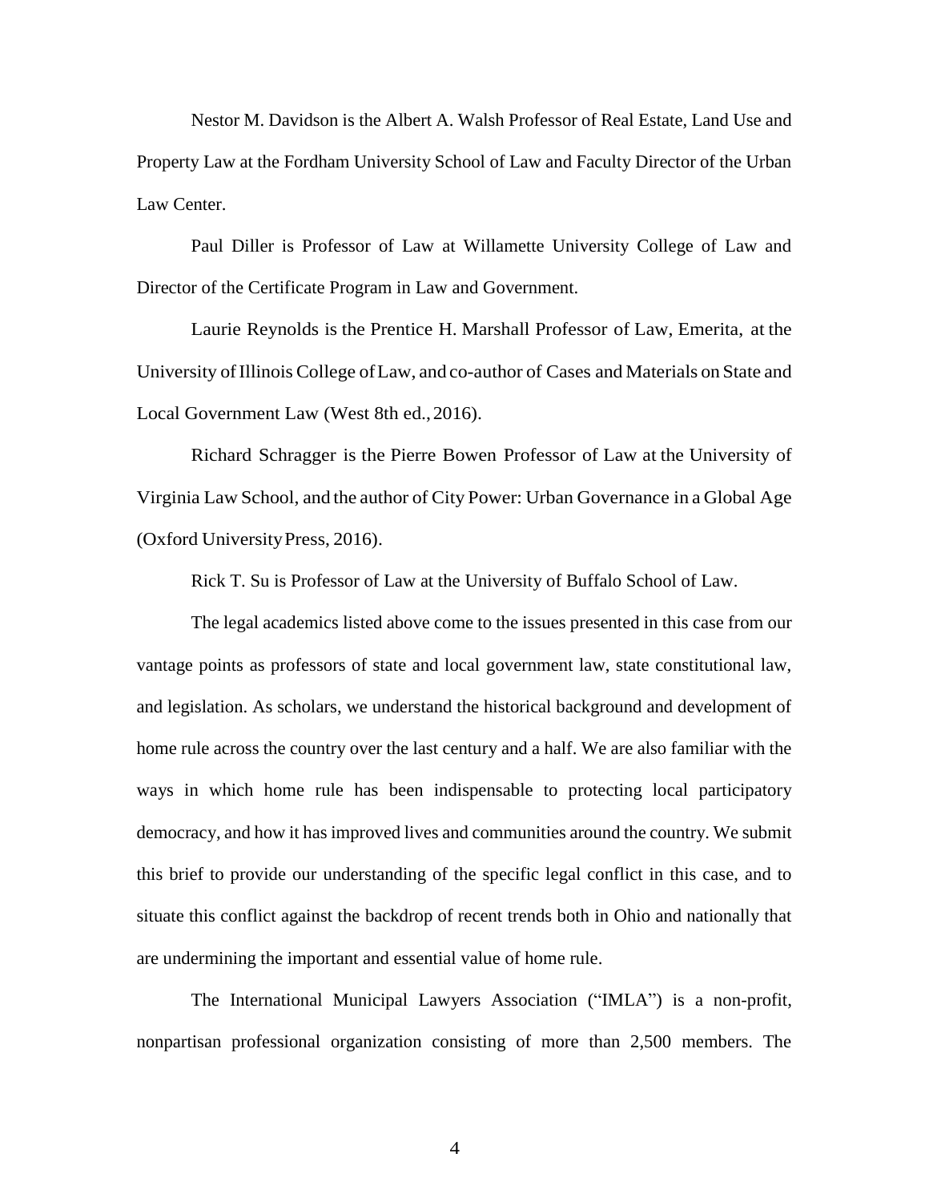Nestor M. Davidson is the Albert A. Walsh Professor of Real Estate, Land Use and Property Law at the Fordham University School of Law and Faculty Director of the Urban Law Center.

Paul Diller is Professor of Law at Willamette University College of Law and Director of the Certificate Program in Law and Government.

Laurie Reynolds is the Prentice H. Marshall Professor of Law, Emerita, at the University of Illinois College of Law, and co-author of Cases and Materials on State and Local Government Law (West 8th ed., 2016).

Richard Schragger is the Pierre Bowen Professor of Law at the University of Virginia Law School, and the author of City Power: Urban Governance in a Global Age (Oxford University Press, 2016).

Rick T. Su is Professor of Law at the University of Buffalo School of Law.

The legal academics listed above come to the issues presented in this case from our vantage points as professors of state and local government law, state constitutional law, and legislation. As scholars, we understand the historical background and development of home rule across the country over the last century and a half. We are also familiar with the ways in which home rule has been indispensable to protecting local participatory democracy, and how it has improved lives and communities around the country. We submit this brief to provide our understanding of the specific legal conflict in this case, and to situate this conflict against the backdrop of recent trends both in Ohio and nationally that are undermining the important and essential value of home rule.

The International Municipal Lawyers Association ("IMLA") is a non-profit, nonpartisan professional organization consisting of more than 2,500 members. The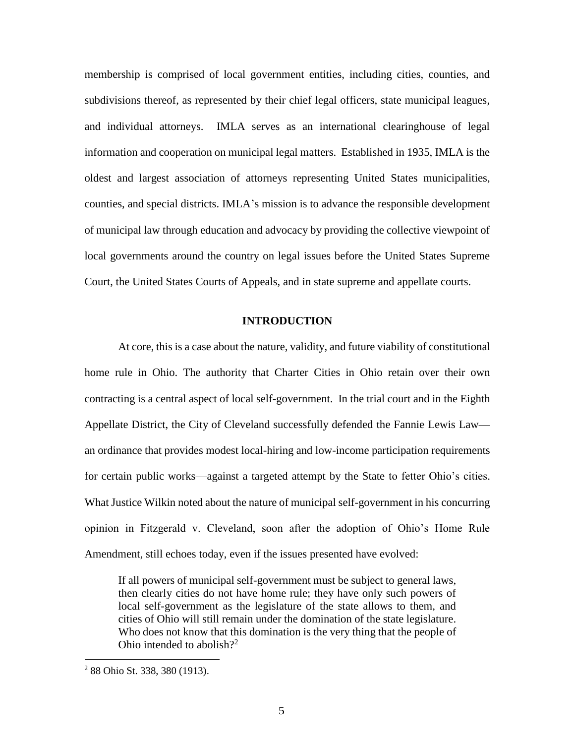membership is comprised of local government entities, including cities, counties, and subdivisions thereof, as represented by their chief legal officers, state municipal leagues, and individual attorneys. IMLA serves as an international clearinghouse of legal information and cooperation on municipal legal matters. Established in 1935, IMLA is the oldest and largest association of attorneys representing United States municipalities, counties, and special districts. IMLA's mission is to advance the responsible development of municipal law through education and advocacy by providing the collective viewpoint of local governments around the country on legal issues before the United States Supreme Court, the United States Courts of Appeals, and in state supreme and appellate courts.

## INTRODUCTION

At core, this is a case about the nature, validity, and future viability of constitutional home rule in Ohio. The authority that Charter Cities in Ohio retain over their own contracting is a central aspect of local self-government. In the trial court and in the Eighth Appellate District, the City of Cleveland successfully defended the Fannie Lewis Law—an ordinance that provides modest local-hiring and low-income participation requirements for certain public works—against a targeted attempt by the State to fetter Ohio's cities. What Justice Wilkin noted about the nature of municipal self-government in his concurring opinion in Fitzgerald v. Cleveland, soon after the adoption of Ohio's Home Rule Amendment, still echoes today, even if the issues presented have evolved:

> If all powers of municipal self-government must be subject to general laws, then clearly cities do not have home rule; they have only such powers of local self-government as the legislature of the state allows to them, and cities of Ohio will still remain under the domination of the state legislature. Who does not know that this domination is the very thing that the people of Ohio intended to abolish?[2]

---

[2] 88 Ohio St. 338, 380 (1913).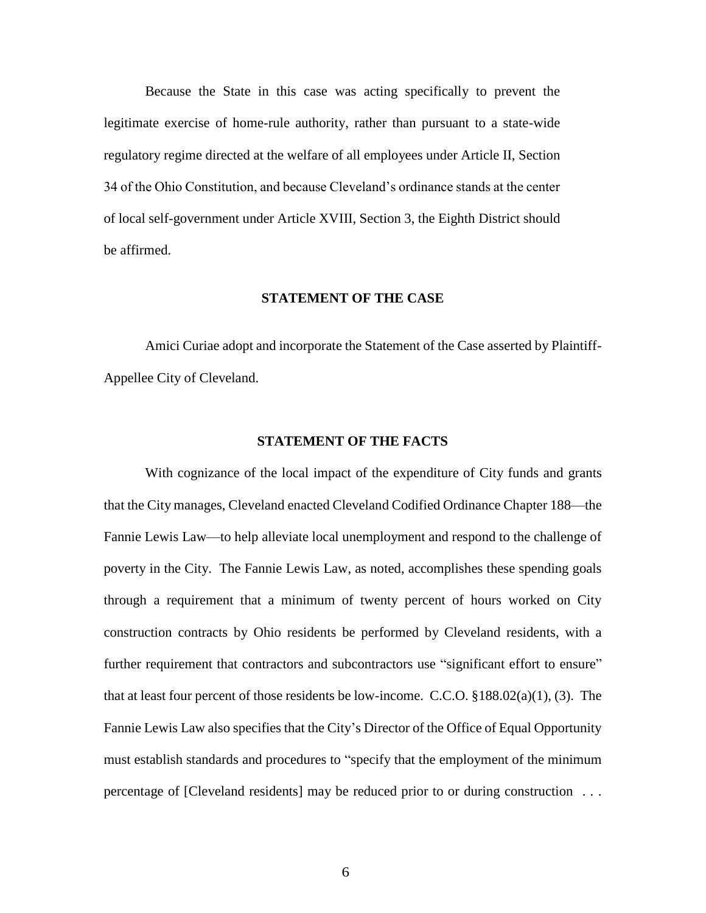Because the State in this case was acting specifically to prevent the legitimate exercise of home-rule authority, rather than pursuant to a state-wide regulatory regime directed at the welfare of all employees under Article II, Section 34 of the Ohio Constitution, and because Cleveland's ordinance stands at the center of local self-government under Article XVIII, Section 3, the Eighth District should be affirmed.

## STATEMENT OF THE CASE

Amici Curiae adopt and incorporate the Statement of the Case asserted by Plaintiff-Appellee City of Cleveland.

## STATEMENT OF THE FACTS

With cognizance of the local impact of the expenditure of City funds and grants that the City manages, Cleveland enacted Cleveland Codified Ordinance Chapter 188—the Fannie Lewis Law—to help alleviate local unemployment and respond to the challenge of poverty in the City. The Fannie Lewis Law, as noted, accomplishes these spending goals through a requirement that a minimum of twenty percent of hours worked on City construction contracts by Ohio residents be performed by Cleveland residents, with a further requirement that contractors and subcontractors use "significant effort to ensure" that at least four percent of those residents be low-income. C.C.O. §188.02(a)(1), (3). The Fannie Lewis Law also specifies that the City's Director of the Office of Equal Opportunity must establish standards and procedures to "specify that the employment of the minimum percentage of [Cleveland residents] may be reduced prior to or during construction . . .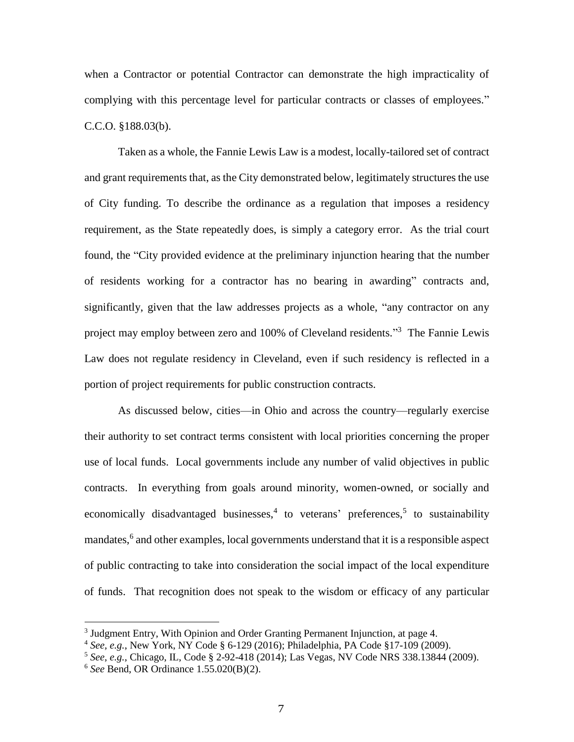when a Contractor or potential Contractor can demonstrate the high impracticality of complying with this percentage level for particular contracts or classes of employees." C.C.O. §188.03(b).

Taken as a whole, the Fannie Lewis Law is a modest, locally-tailored set of contract and grant requirements that, as the City demonstrated below, legitimately structures the use of City funding. To describe the ordinance as a regulation that imposes a residency requirement, as the State repeatedly does, is simply a category error. As the trial court found, the "City provided evidence at the preliminary injunction hearing that the number of residents working for a contractor has no bearing in awarding" contracts and, significantly, given that the law addresses projects as a whole, "any contractor on any project may employ between zero and 100% of Cleveland residents."[3] The Fannie Lewis Law does not regulate residency in Cleveland, even if such residency is reflected in a portion of project requirements for public construction contracts.

As discussed below, cities—in Ohio and across the country—regularly exercise their authority to set contract terms consistent with local priorities concerning the proper use of local funds. Local governments include any number of valid objectives in public contracts. In everything from goals around minority, women-owned, or socially and economically disadvantaged businesses,[4] to veterans' preferences,[5] to sustainability mandates,[6] and other examples, local governments understand that it is a responsible aspect of public contracting to take into consideration the social impact of the local expenditure of funds. That recognition does not speak to the wisdom or efficacy of any particular

---

[3] Judgment Entry, With Opinion and Order Granting Permanent Injunction, at page 4.

[4] *See, e.g.*, New York, NY Code § 6-129 (2016); Philadelphia, PA Code §17-109 (2009).

[5] *See, e.g.*, Chicago, IL, Code § 2-92-418 (2014); Las Vegas, NV Code NRS 338.13844 (2009).

[6] *See* Bend, OR Ordinance 1.55.020(B)(2).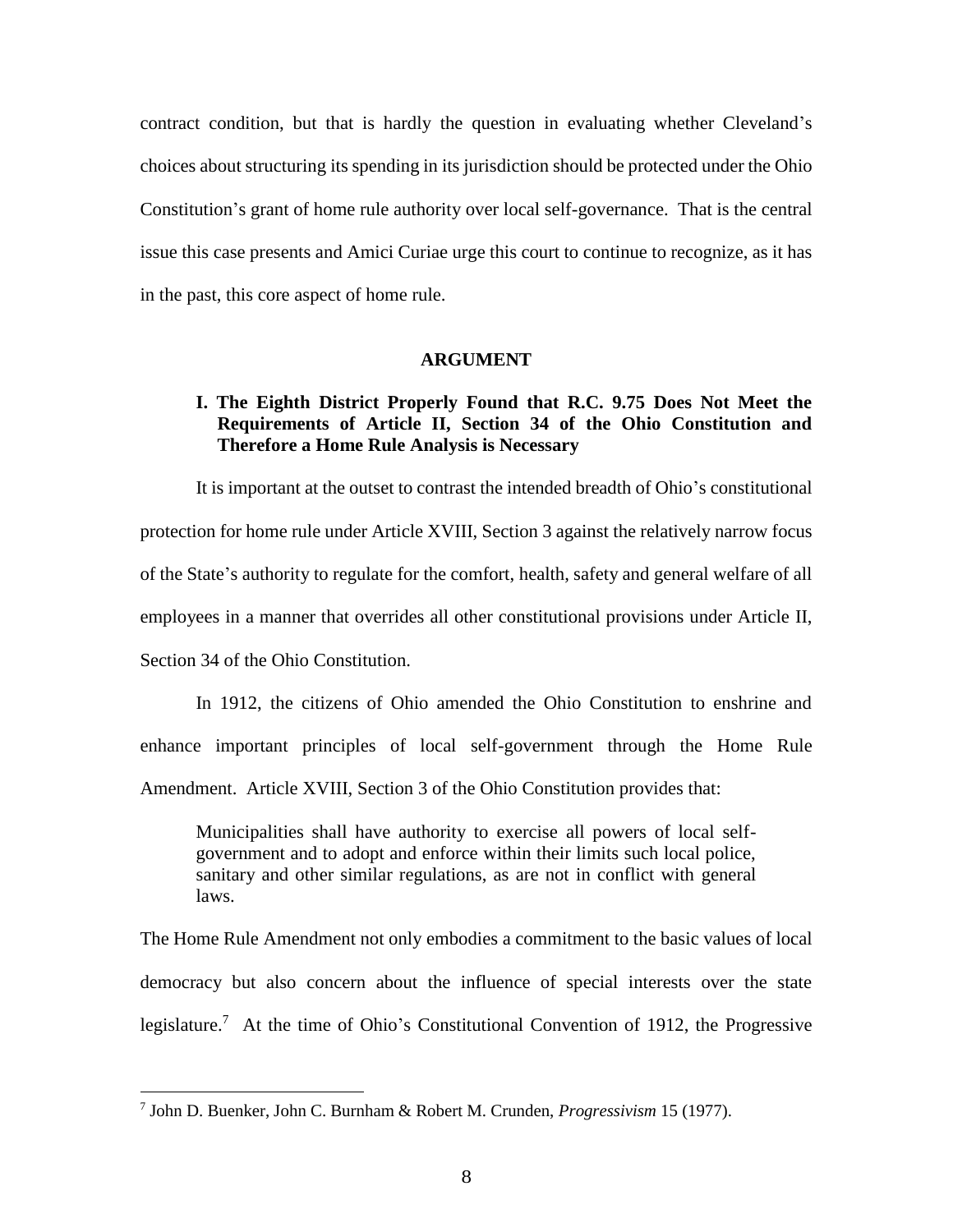contract condition, but that is hardly the question in evaluating whether Cleveland's choices about structuring its spending in its jurisdiction should be protected under the Ohio Constitution's grant of home rule authority over local self-governance. That is the central issue this case presents and Amici Curiae urge this court to continue to recognize, as it has in the past, this core aspect of home rule.

## ARGUMENT

### I. The Eighth District Properly Found that R.C. 9.75 Does Not Meet the Requirements of Article II, Section 34 of the Ohio Constitution and Therefore a Home Rule Analysis is Necessary

It is important at the outset to contrast the intended breadth of Ohio's constitutional protection for home rule under Article XVIII, Section 3 against the relatively narrow focus of the State's authority to regulate for the comfort, health, safety and general welfare of all employees in a manner that overrides all other constitutional provisions under Article II, Section 34 of the Ohio Constitution.

In 1912, the citizens of Ohio amended the Ohio Constitution to enshrine and enhance important principles of local self-government through the Home Rule Amendment. Article XVIII, Section 3 of the Ohio Constitution provides that:

> Municipalities shall have authority to exercise all powers of local self-government and to adopt and enforce within their limits such local police, sanitary and other similar regulations, as are not in conflict with general laws.

The Home Rule Amendment not only embodies a commitment to the basic values of local democracy but also concern about the influence of special interests over the state legislature.[7] At the time of Ohio's Constitutional Convention of 1912, the Progressive

[7] John D. Buenker, John C. Burnham & Robert M. Crunden, *Progressivism* 15 (1977).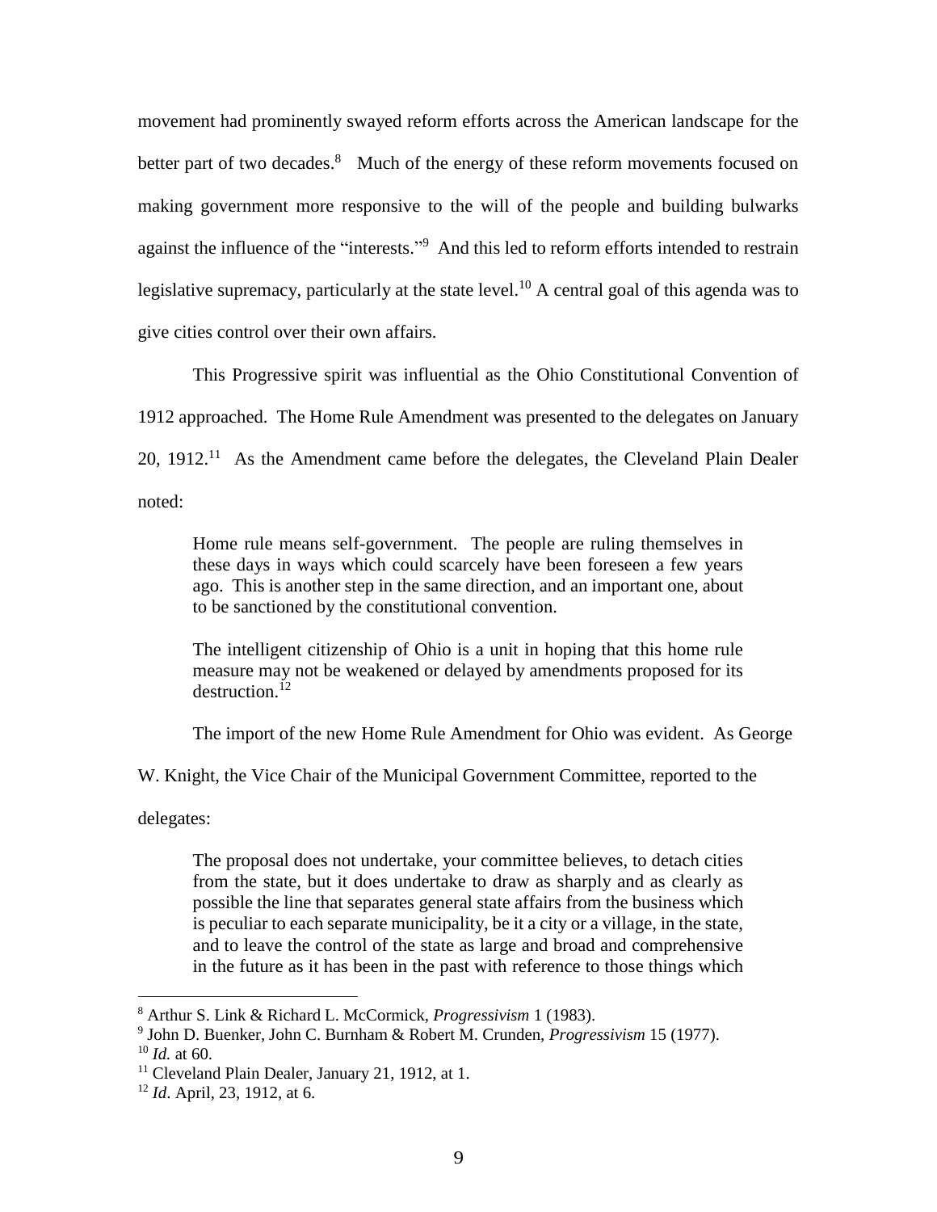movement had prominently swayed reform efforts across the American landscape for the better part of two decades.[8] Much of the energy of these reform movements focused on making government more responsive to the will of the people and building bulwarks against the influence of the "interests."[9] And this led to reform efforts intended to restrain legislative supremacy, particularly at the state level.[10] A central goal of this agenda was to give cities control over their own affairs.

This Progressive spirit was influential as the Ohio Constitutional Convention of 1912 approached. The Home Rule Amendment was presented to the delegates on January 20, 1912.[11] As the Amendment came before the delegates, the Cleveland Plain Dealer noted:

> Home rule means self-government. The people are ruling themselves in these days in ways which could scarcely have been foreseen a few years ago. This is another step in the same direction, and an important one, about to be sanctioned by the constitutional convention.
>
> The intelligent citizenship of Ohio is a unit in hoping that this home rule measure may not be weakened or delayed by amendments proposed for its destruction.[12]

The import of the new Home Rule Amendment for Ohio was evident. As George W. Knight, the Vice Chair of the Municipal Government Committee, reported to the delegates:

> The proposal does not undertake, your committee believes, to detach cities from the state, but it does undertake to draw as sharply and as clearly as possible the line that separates general state affairs from the business which is peculiar to each separate municipality, be it a city or a village, in the state, and to leave the control of the state as large and broad and comprehensive in the future as it has been in the past with reference to those things which

[8] Arthur S. Link & Richard L. McCormick, *Progressivism* 1 (1983).
[9] John D. Buenker, John C. Burnham & Robert M. Crunden, *Progressivism* 15 (1977).
[10] *Id.* at 60.
[11] Cleveland Plain Dealer, January 21, 1912, at 1.
[12] *Id*. April, 23, 1912, at 6.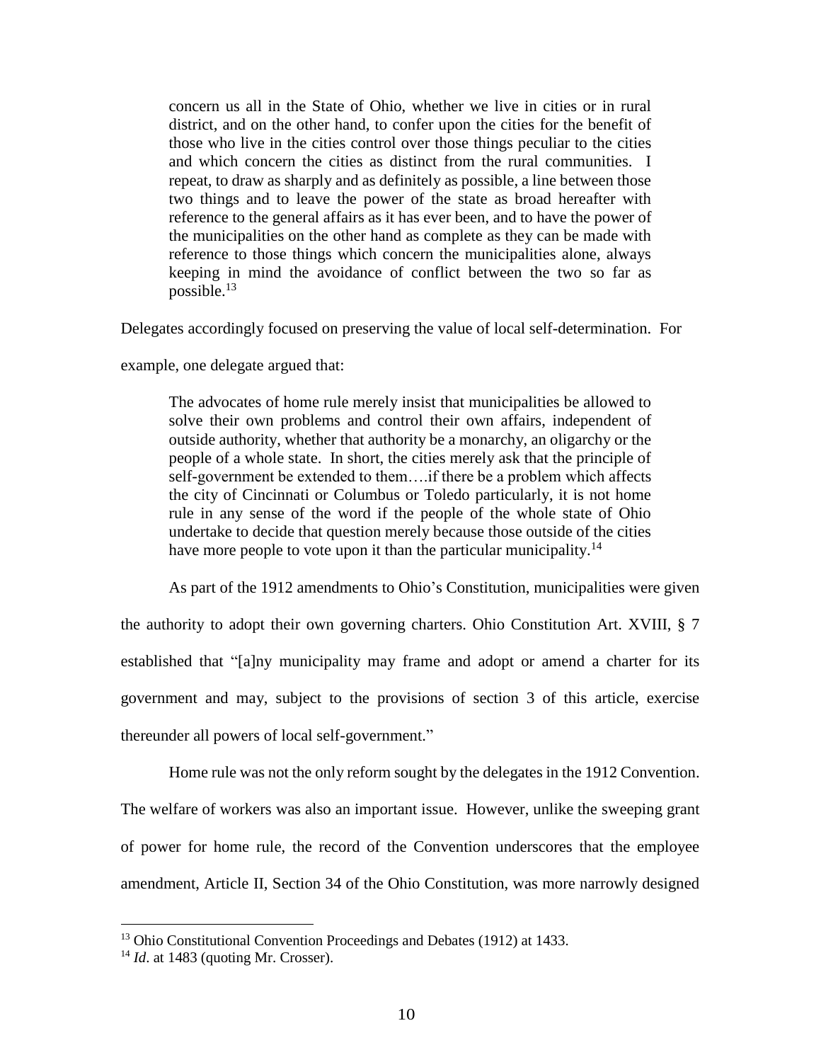> concern us all in the State of Ohio, whether we live in cities or in rural district, and on the other hand, to confer upon the cities for the benefit of those who live in the cities control over those things peculiar to the cities and which concern the cities as distinct from the rural communities. I repeat, to draw as sharply and as definitely as possible, a line between those two things and to leave the power of the state as broad hereafter with reference to the general affairs as it has ever been, and to have the power of the municipalities on the other hand as complete as they can be made with reference to those things which concern the municipalities alone, always keeping in mind the avoidance of conflict between the two so far as possible.[13]

Delegates accordingly focused on preserving the value of local self-determination. For example, one delegate argued that:

> The advocates of home rule merely insist that municipalities be allowed to solve their own problems and control their own affairs, independent of outside authority, whether that authority be a monarchy, an oligarchy or the people of a whole state. In short, the cities merely ask that the principle of self-government be extended to them….if there be a problem which affects the city of Cincinnati or Columbus or Toledo particularly, it is not home rule in any sense of the word if the people of the whole state of Ohio undertake to decide that question merely because those outside of the cities have more people to vote upon it than the particular municipality.[14]

As part of the 1912 amendments to Ohio's Constitution, municipalities were given the authority to adopt their own governing charters. Ohio Constitution Art. XVIII, § 7 established that "[a]ny municipality may frame and adopt or amend a charter for its government and may, subject to the provisions of section 3 of this article, exercise thereunder all powers of local self-government."

Home rule was not the only reform sought by the delegates in the 1912 Convention. The welfare of workers was also an important issue. However, unlike the sweeping grant of power for home rule, the record of the Convention underscores that the employee amendment, Article II, Section 34 of the Ohio Constitution, was more narrowly designed

---

[13] Ohio Constitutional Convention Proceedings and Debates (1912) at 1433.

[14] *Id*. at 1483 (quoting Mr. Crosser).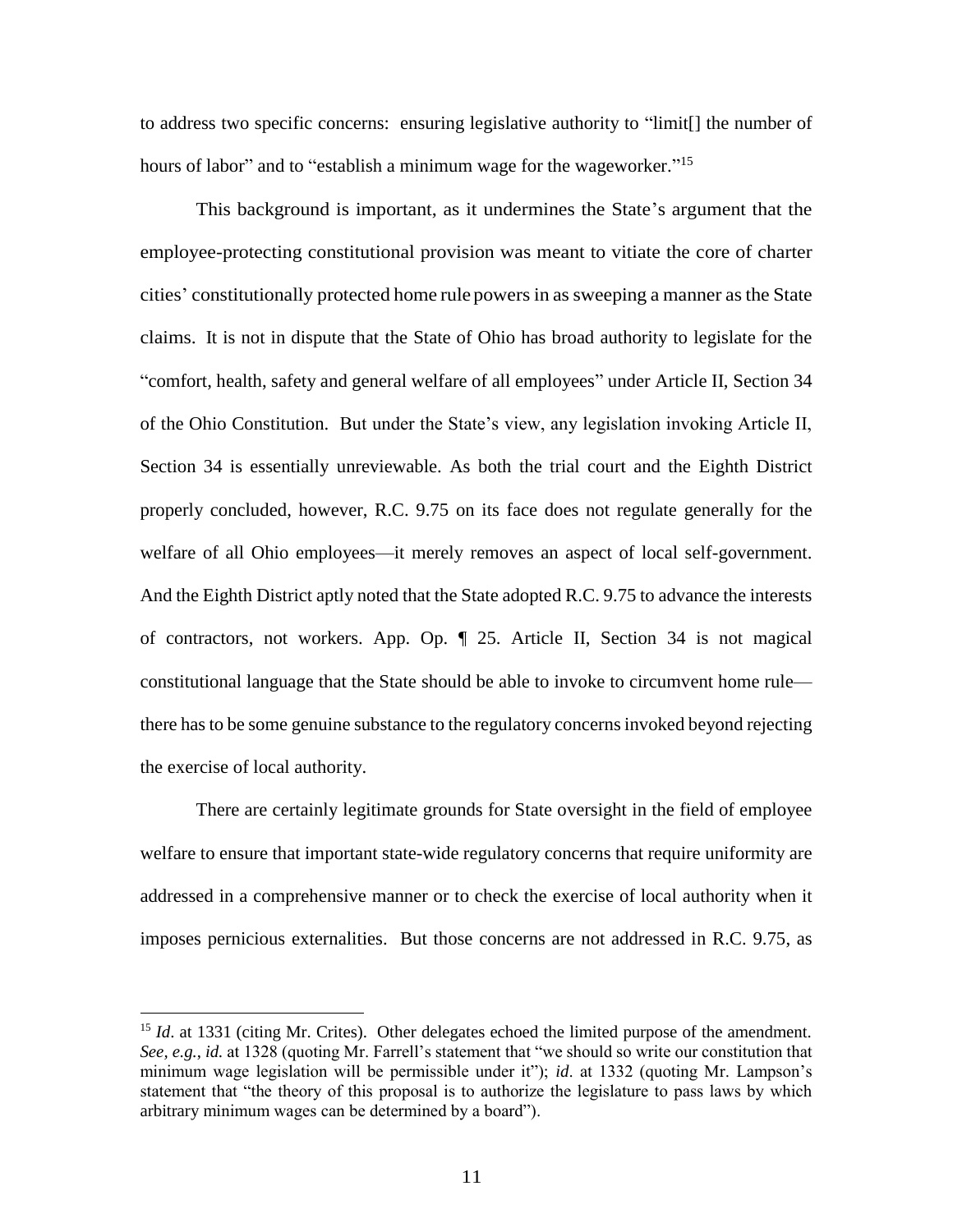to address two specific concerns: ensuring legislative authority to "limit[] the number of hours of labor" and to "establish a minimum wage for the wageworker."[15]

This background is important, as it undermines the State's argument that the employee-protecting constitutional provision was meant to vitiate the core of charter cities' constitutionally protected home rule powers in as sweeping a manner as the State claims. It is not in dispute that the State of Ohio has broad authority to legislate for the "comfort, health, safety and general welfare of all employees" under Article II, Section 34 of the Ohio Constitution. But under the State's view, any legislation invoking Article II, Section 34 is essentially unreviewable. As both the trial court and the Eighth District properly concluded, however, R.C. 9.75 on its face does not regulate generally for the welfare of all Ohio employees—it merely removes an aspect of local self-government. And the Eighth District aptly noted that the State adopted R.C. 9.75 to advance the interests of contractors, not workers. App. Op. ¶ 25. Article II, Section 34 is not magical constitutional language that the State should be able to invoke to circumvent home rule—there has to be some genuine substance to the regulatory concerns invoked beyond rejecting the exercise of local authority.

There are certainly legitimate grounds for State oversight in the field of employee welfare to ensure that important state-wide regulatory concerns that require uniformity are addressed in a comprehensive manner or to check the exercise of local authority when it imposes pernicious externalities. But those concerns are not addressed in R.C. 9.75, as

---

[15] *Id*. at 1331 (citing Mr. Crites). Other delegates echoed the limited purpose of the amendment. *See, e.g.*, *id.* at 1328 (quoting Mr. Farrell's statement that "we should so write our constitution that minimum wage legislation will be permissible under it"); *id*. at 1332 (quoting Mr. Lampson's statement that "the theory of this proposal is to authorize the legislature to pass laws by which arbitrary minimum wages can be determined by a board").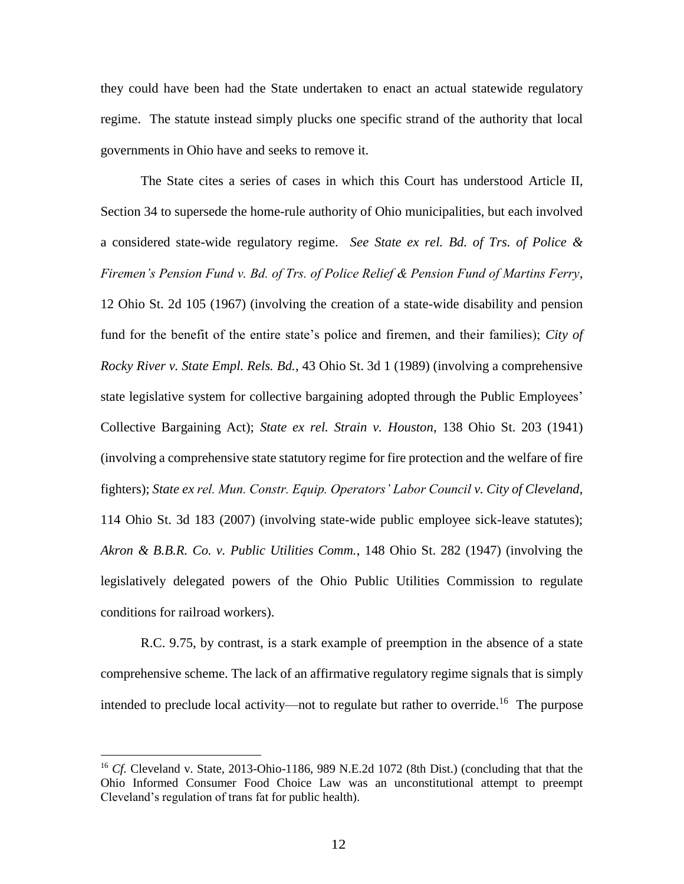they could have been had the State undertaken to enact an actual statewide regulatory regime. The statute instead simply plucks one specific strand of the authority that local governments in Ohio have and seeks to remove it.

The State cites a series of cases in which this Court has understood Article II, Section 34 to supersede the home-rule authority of Ohio municipalities, but each involved a considered state-wide regulatory regime. *See State ex rel. Bd. of Trs. of Police & Firemen's Pension Fund v. Bd. of Trs. of Police Relief & Pension Fund of Martins Ferry*, 12 Ohio St. 2d 105 (1967) (involving the creation of a state-wide disability and pension fund for the benefit of the entire state's police and firemen, and their families); *City of Rocky River v. State Empl. Rels. Bd.*, 43 Ohio St. 3d 1 (1989) (involving a comprehensive state legislative system for collective bargaining adopted through the Public Employees' Collective Bargaining Act); *State ex rel. Strain v. Houston*, 138 Ohio St. 203 (1941) (involving a comprehensive state statutory regime for fire protection and the welfare of fire fighters); *State ex rel. Mun. Constr. Equip. Operators' Labor Council v. City of Cleveland*, 114 Ohio St. 3d 183 (2007) (involving state-wide public employee sick-leave statutes); *Akron & B.B.R. Co. v. Public Utilities Comm.*, 148 Ohio St. 282 (1947) (involving the legislatively delegated powers of the Ohio Public Utilities Commission to regulate conditions for railroad workers).

R.C. 9.75, by contrast, is a stark example of preemption in the absence of a state comprehensive scheme. The lack of an affirmative regulatory regime signals that is simply intended to preclude local activity—not to regulate but rather to override.[16] The purpose

[16] *Cf.* Cleveland v. State, 2013-Ohio-1186, 989 N.E.2d 1072 (8th Dist.) (concluding that that the Ohio Informed Consumer Food Choice Law was an unconstitutional attempt to preempt Cleveland's regulation of trans fat for public health).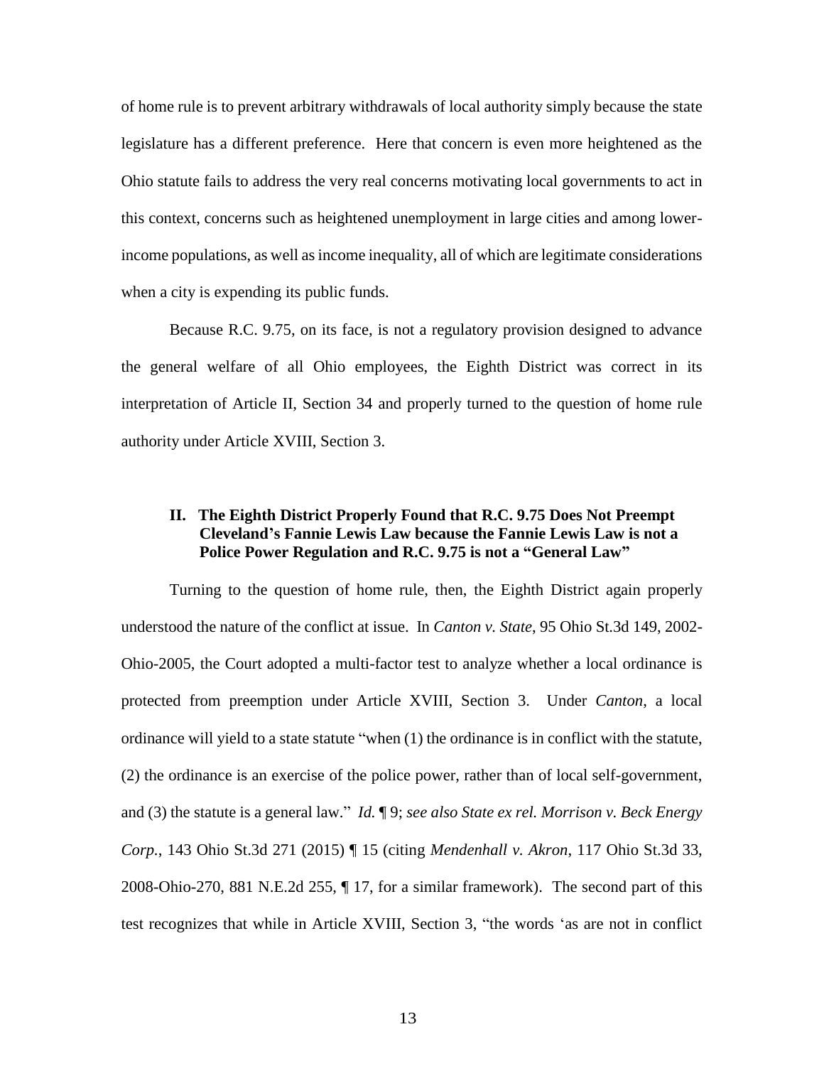of home rule is to prevent arbitrary withdrawals of local authority simply because the state legislature has a different preference. Here that concern is even more heightened as the Ohio statute fails to address the very real concerns motivating local governments to act in this context, concerns such as heightened unemployment in large cities and among lower-income populations, as well as income inequality, all of which are legitimate considerations when a city is expending its public funds.

Because R.C. 9.75, on its face, is not a regulatory provision designed to advance the general welfare of all Ohio employees, the Eighth District was correct in its interpretation of Article II, Section 34 and properly turned to the question of home rule authority under Article XVIII, Section 3.

## II. The Eighth District Properly Found that R.C. 9.75 Does Not Preempt Cleveland's Fannie Lewis Law because the Fannie Lewis Law is not a Police Power Regulation and R.C. 9.75 is not a "General Law"

Turning to the question of home rule, then, the Eighth District again properly understood the nature of the conflict at issue. In *Canton v. State*, 95 Ohio St.3d 149, 2002-Ohio-2005, the Court adopted a multi-factor test to analyze whether a local ordinance is protected from preemption under Article XVIII, Section 3. Under *Canton*, a local ordinance will yield to a state statute "when (1) the ordinance is in conflict with the statute, (2) the ordinance is an exercise of the police power, rather than of local self-government, and (3) the statute is a general law." *Id.* ¶ 9; *see also State ex rel. Morrison v. Beck Energy Corp.*, 143 Ohio St.3d 271 (2015) ¶ 15 (citing *Mendenhall v. Akron*, 117 Ohio St.3d 33, 2008-Ohio-270, 881 N.E.2d 255, ¶ 17, for a similar framework). The second part of this test recognizes that while in Article XVIII, Section 3, "the words 'as are not in conflict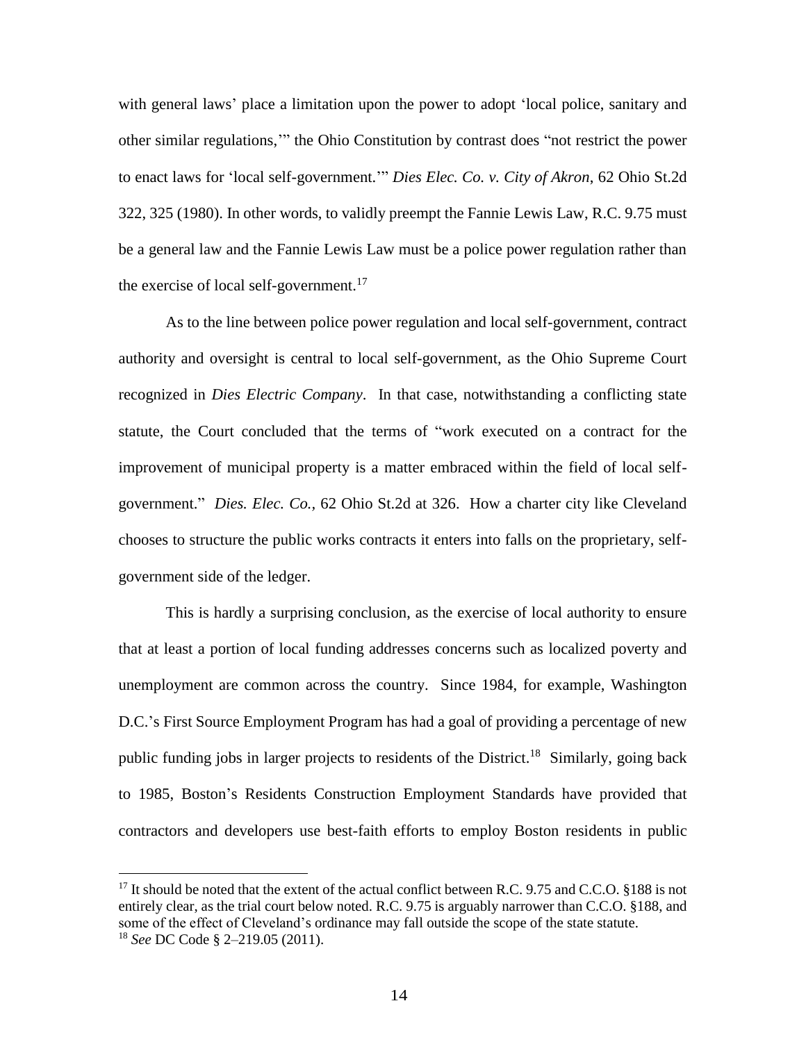with general laws' place a limitation upon the power to adopt 'local police, sanitary and other similar regulations,'" the Ohio Constitution by contrast does "not restrict the power to enact laws for 'local self-government.'" *Dies Elec. Co. v. City of Akron*, 62 Ohio St.2d 322, 325 (1980). In other words, to validly preempt the Fannie Lewis Law, R.C. 9.75 must be a general law and the Fannie Lewis Law must be a police power regulation rather than the exercise of local self-government.[17]

As to the line between police power regulation and local self-government, contract authority and oversight is central to local self-government, as the Ohio Supreme Court recognized in *Dies Electric Company*. In that case, notwithstanding a conflicting state statute, the Court concluded that the terms of "work executed on a contract for the improvement of municipal property is a matter embraced within the field of local self-government." *Dies. Elec. Co.*, 62 Ohio St.2d at 326. How a charter city like Cleveland chooses to structure the public works contracts it enters into falls on the proprietary, self-government side of the ledger.

This is hardly a surprising conclusion, as the exercise of local authority to ensure that at least a portion of local funding addresses concerns such as localized poverty and unemployment are common across the country. Since 1984, for example, Washington D.C.'s First Source Employment Program has had a goal of providing a percentage of new public funding jobs in larger projects to residents of the District.[18] Similarly, going back to 1985, Boston's Residents Construction Employment Standards have provided that contractors and developers use best-faith efforts to employ Boston residents in public

---

[17] It should be noted that the extent of the actual conflict between R.C. 9.75 and C.C.O. §188 is not entirely clear, as the trial court below noted. R.C. 9.75 is arguably narrower than C.C.O. §188, and some of the effect of Cleveland's ordinance may fall outside the scope of the state statute.

[18] *See* DC Code § 2–219.05 (2011).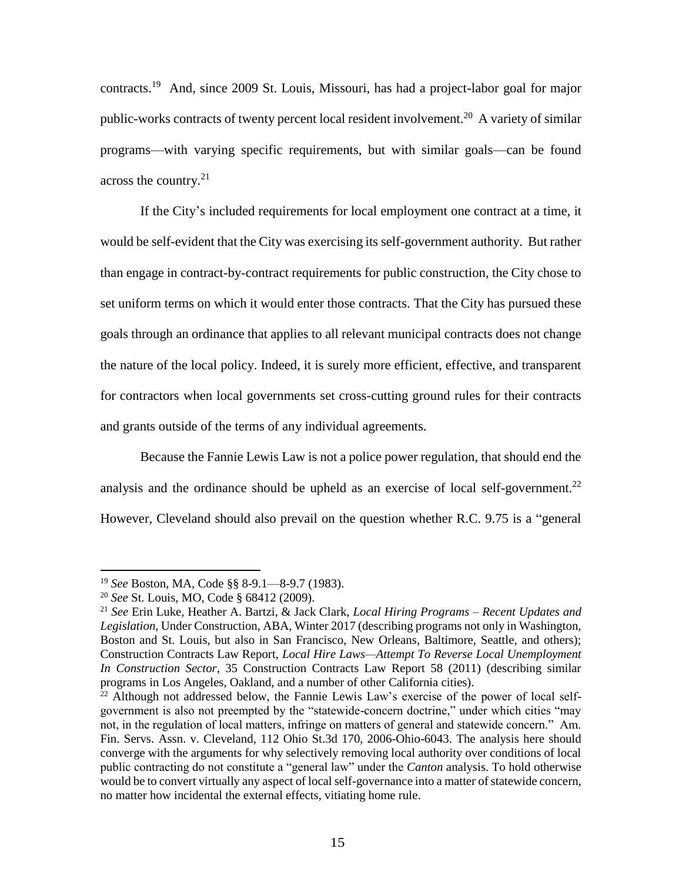contracts.[19] And, since 2009 St. Louis, Missouri, has had a project-labor goal for major public-works contracts of twenty percent local resident involvement.[20] A variety of similar programs—with varying specific requirements, but with similar goals—can be found across the country.[21]

If the City's included requirements for local employment one contract at a time, it would be self-evident that the City was exercising its self-government authority. But rather than engage in contract-by-contract requirements for public construction, the City chose to set uniform terms on which it would enter those contracts. That the City has pursued these goals through an ordinance that applies to all relevant municipal contracts does not change the nature of the local policy. Indeed, it is surely more efficient, effective, and transparent for contractors when local governments set cross-cutting ground rules for their contracts and grants outside of the terms of any individual agreements.

Because the Fannie Lewis Law is not a police power regulation, that should end the analysis and the ordinance should be upheld as an exercise of local self-government.[22] However, Cleveland should also prevail on the question whether R.C. 9.75 is a "general

---

[19] *See* Boston, MA, Code §§ 8-9.1—8-9.7 (1983).

[20] *See* St. Louis, MO, Code § 68412 (2009).

[21] *See* Erin Luke, Heather A. Bartzi, & Jack Clark, *Local Hiring Programs – Recent Updates and Legislation*, Under Construction, ABA, Winter 2017 (describing programs not only in Washington, Boston and St. Louis, but also in San Francisco, New Orleans, Baltimore, Seattle, and others); Construction Contracts Law Report, *Local Hire Laws—Attempt To Reverse Local Unemployment In Construction Sector*, 35 Construction Contracts Law Report 58 (2011) (describing similar programs in Los Angeles, Oakland, and a number of other California cities).

[22] Although not addressed below, the Fannie Lewis Law's exercise of the power of local self-government is also not preempted by the "statewide-concern doctrine," under which cities "may not, in the regulation of local matters, infringe on matters of general and statewide concern." Am. Fin. Servs. Assn. v. Cleveland, 112 Ohio St.3d 170, 2006-Ohio-6043. The analysis here should converge with the arguments for why selectively removing local authority over conditions of local public contracting do not constitute a "general law" under the *Canton* analysis. To hold otherwise would be to convert virtually any aspect of local self-governance into a matter of statewide concern, no matter how incidental the external effects, vitiating home rule.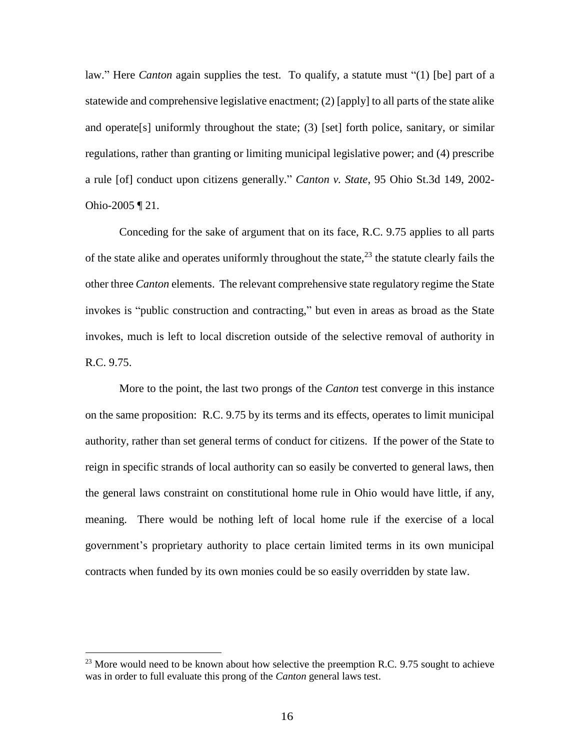law." Here *Canton* again supplies the test. To qualify, a statute must "(1) [be] part of a statewide and comprehensive legislative enactment; (2) [apply] to all parts of the state alike and operate[s] uniformly throughout the state; (3) [set] forth police, sanitary, or similar regulations, rather than granting or limiting municipal legislative power; and (4) prescribe a rule [of] conduct upon citizens generally." *Canton v. State*, 95 Ohio St.3d 149, 2002-Ohio-2005 ¶ 21.

Conceding for the sake of argument that on its face, R.C. 9.75 applies to all parts of the state alike and operates uniformly throughout the state,[23] the statute clearly fails the other three *Canton* elements. The relevant comprehensive state regulatory regime the State invokes is "public construction and contracting," but even in areas as broad as the State invokes, much is left to local discretion outside of the selective removal of authority in R.C. 9.75.

More to the point, the last two prongs of the *Canton* test converge in this instance on the same proposition: R.C. 9.75 by its terms and its effects, operates to limit municipal authority, rather than set general terms of conduct for citizens. If the power of the State to reign in specific strands of local authority can so easily be converted to general laws, then the general laws constraint on constitutional home rule in Ohio would have little, if any, meaning. There would be nothing left of local home rule if the exercise of a local government's proprietary authority to place certain limited terms in its own municipal contracts when funded by its own monies could be so easily overridden by state law.

---

[23] More would need to be known about how selective the preemption R.C. 9.75 sought to achieve was in order to full evaluate this prong of the *Canton* general laws test.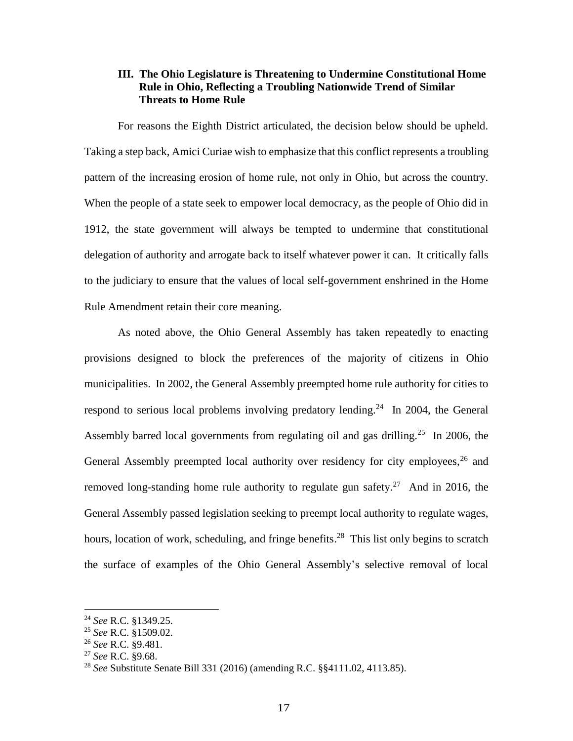### III. The Ohio Legislature is Threatening to Undermine Constitutional Home Rule in Ohio, Reflecting a Troubling Nationwide Trend of Similar Threats to Home Rule

For reasons the Eighth District articulated, the decision below should be upheld. Taking a step back, Amici Curiae wish to emphasize that this conflict represents a troubling pattern of the increasing erosion of home rule, not only in Ohio, but across the country. When the people of a state seek to empower local democracy, as the people of Ohio did in 1912, the state government will always be tempted to undermine that constitutional delegation of authority and arrogate back to itself whatever power it can. It critically falls to the judiciary to ensure that the values of local self-government enshrined in the Home Rule Amendment retain their core meaning.

As noted above, the Ohio General Assembly has taken repeatedly to enacting provisions designed to block the preferences of the majority of citizens in Ohio municipalities. In 2002, the General Assembly preempted home rule authority for cities to respond to serious local problems involving predatory lending.[24] In 2004, the General Assembly barred local governments from regulating oil and gas drilling.[25] In 2006, the General Assembly preempted local authority over residency for city employees,[26] and removed long-standing home rule authority to regulate gun safety.[27] And in 2016, the General Assembly passed legislation seeking to preempt local authority to regulate wages, hours, location of work, scheduling, and fringe benefits.[28] This list only begins to scratch the surface of examples of the Ohio General Assembly's selective removal of local

---

[24] *See* R.C. §1349.25.

[25] *See* R.C. §1509.02.

[26] *See* R.C. §9.481.

[27] *See* R.C. §9.68.

[28] *See* Substitute Senate Bill 331 (2016) (amending R.C. §§4111.02, 4113.85).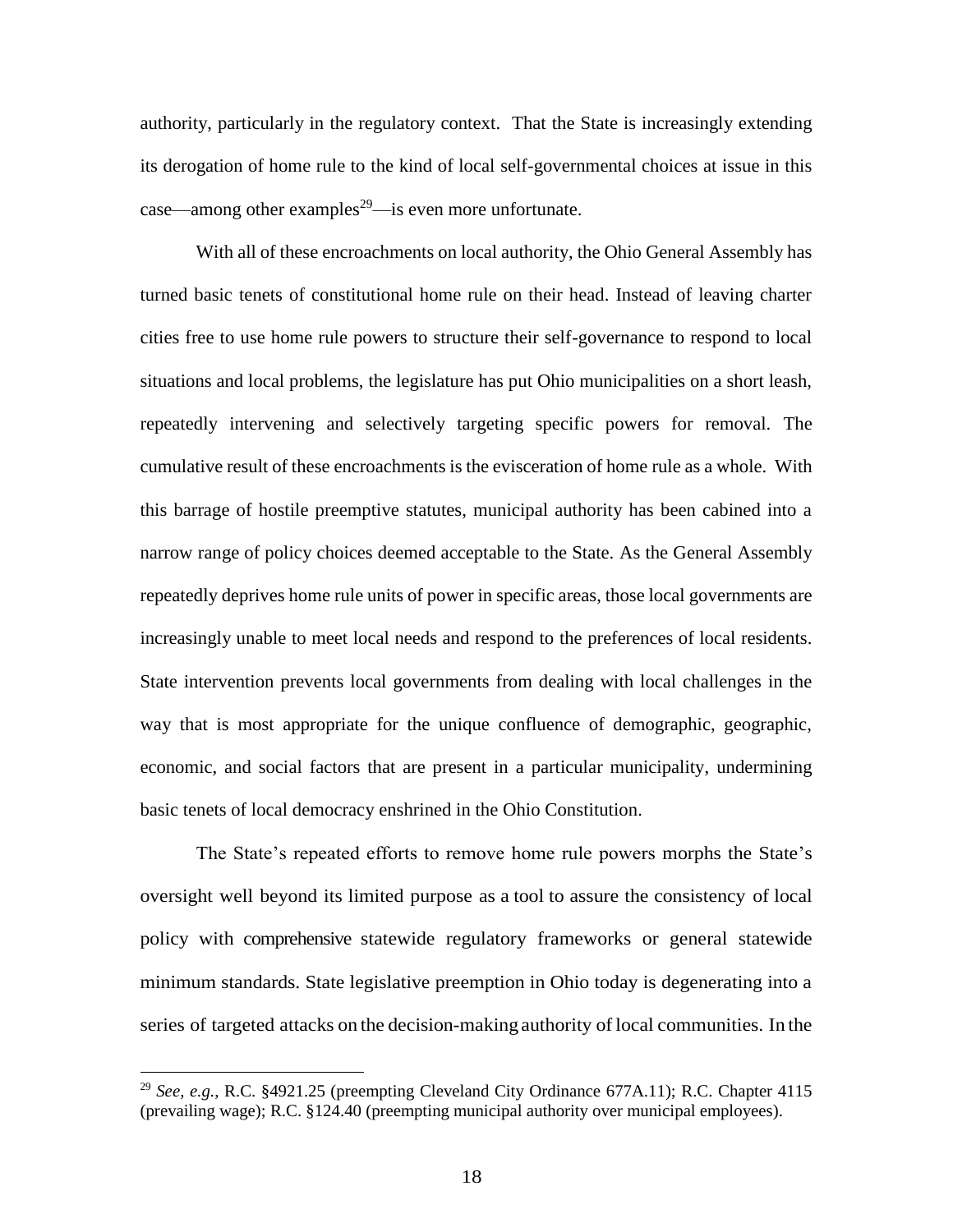authority, particularly in the regulatory context. That the State is increasingly extending its derogation of home rule to the kind of local self-governmental choices at issue in this case—among other examples[29]—is even more unfortunate.

With all of these encroachments on local authority, the Ohio General Assembly has turned basic tenets of constitutional home rule on their head. Instead of leaving charter cities free to use home rule powers to structure their self-governance to respond to local situations and local problems, the legislature has put Ohio municipalities on a short leash, repeatedly intervening and selectively targeting specific powers for removal. The cumulative result of these encroachments is the evisceration of home rule as a whole. With this barrage of hostile preemptive statutes, municipal authority has been cabined into a narrow range of policy choices deemed acceptable to the State. As the General Assembly repeatedly deprives home rule units of power in specific areas, those local governments are increasingly unable to meet local needs and respond to the preferences of local residents. State intervention prevents local governments from dealing with local challenges in the way that is most appropriate for the unique confluence of demographic, geographic, economic, and social factors that are present in a particular municipality, undermining basic tenets of local democracy enshrined in the Ohio Constitution.

The State's repeated efforts to remove home rule powers morphs the State's oversight well beyond its limited purpose as a tool to assure the consistency of local policy with comprehensive statewide regulatory frameworks or general statewide minimum standards. State legislative preemption in Ohio today is degenerating into a series of targeted attacks on the decision-making authority of local communities. In the

[29] *See, e.g.*, R.C. §4921.25 (preempting Cleveland City Ordinance 677A.11); R.C. Chapter 4115 (prevailing wage); R.C. §124.40 (preempting municipal authority over municipal employees).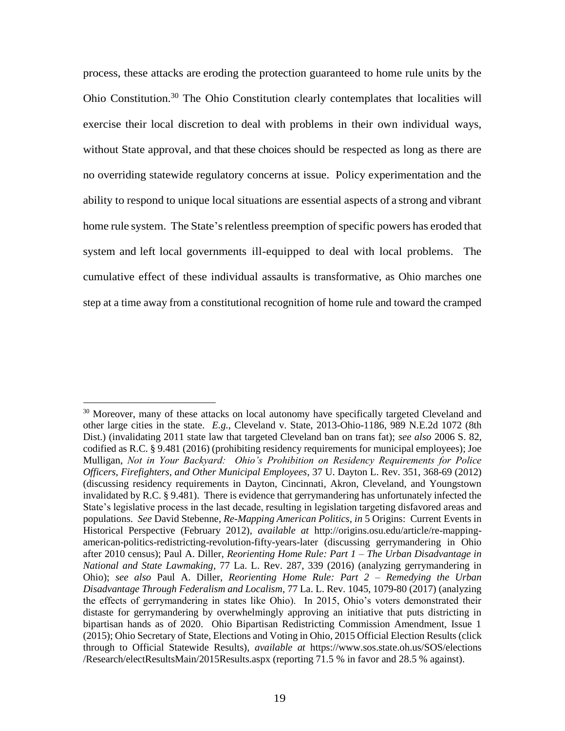process, these attacks are eroding the protection guaranteed to home rule units by the Ohio Constitution.[30] The Ohio Constitution clearly contemplates that localities will exercise their local discretion to deal with problems in their own individual ways, without State approval, and that these choices should be respected as long as there are no overriding statewide regulatory concerns at issue. Policy experimentation and the ability to respond to unique local situations are essential aspects of a strong and vibrant home rule system. The State's relentless preemption of specific powers has eroded that system and left local governments ill-equipped to deal with local problems. The cumulative effect of these individual assaults is transformative, as Ohio marches one step at a time away from a constitutional recognition of home rule and toward the cramped

---

[30] Moreover, many of these attacks on local autonomy have specifically targeted Cleveland and other large cities in the state. *E.g.*, Cleveland v. State, 2013-Ohio-1186, 989 N.E.2d 1072 (8th Dist.) (invalidating 2011 state law that targeted Cleveland ban on trans fat); *see also* 2006 S. 82, codified as R.C. § 9.481 (2016) (prohibiting residency requirements for municipal employees); Joe Mulligan, *Not in Your Backyard: Ohio's Prohibition on Residency Requirements for Police Officers, Firefighters, and Other Municipal Employees*, 37 U. Dayton L. Rev. 351, 368-69 (2012) (discussing residency requirements in Dayton, Cincinnati, Akron, Cleveland, and Youngstown invalidated by R.C. § 9.481). There is evidence that gerrymandering has unfortunately infected the State's legislative process in the last decade, resulting in legislation targeting disfavored areas and populations. *See* David Stebenne, *Re-Mapping American Politics*, *in* 5 Origins: Current Events in Historical Perspective (February 2012), *available at* http://origins.osu.edu/article/re-mapping-american-politics-redistricting-revolution-fifty-years-later (discussing gerrymandering in Ohio after 2010 census); Paul A. Diller, *Reorienting Home Rule: Part 1 – The Urban Disadvantage in National and State Lawmaking*, 77 La. L. Rev. 287, 339 (2016) (analyzing gerrymandering in Ohio); *see also* Paul A. Diller, *Reorienting Home Rule: Part 2 – Remedying the Urban Disadvantage Through Federalism and Localism*, 77 La. L. Rev. 1045, 1079-80 (2017) (analyzing the effects of gerrymandering in states like Ohio). In 2015, Ohio's voters demonstrated their distaste for gerrymandering by overwhelmingly approving an initiative that puts districting in bipartisan hands as of 2020. Ohio Bipartisan Redistricting Commission Amendment, Issue 1 (2015); Ohio Secretary of State, Elections and Voting in Ohio, 2015 Official Election Results (click through to Official Statewide Results), *available at* https://www.sos.state.oh.us/SOS/elections/Research/electResultsMain/2015Results.aspx (reporting 71.5 % in favor and 28.5 % against).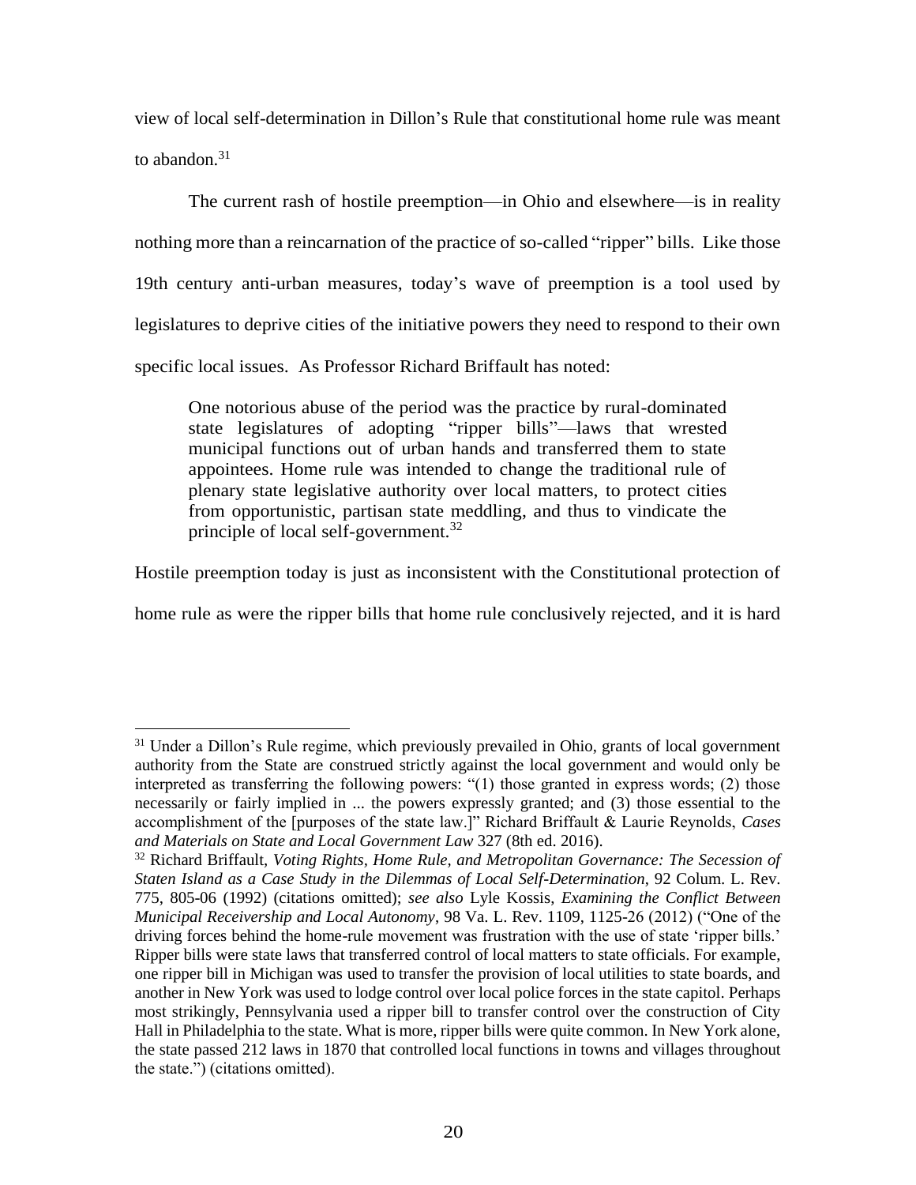view of local self-determination in Dillon's Rule that constitutional home rule was meant to abandon.[31]

The current rash of hostile preemption—in Ohio and elsewhere—is in reality nothing more than a reincarnation of the practice of so-called "ripper" bills. Like those 19th century anti-urban measures, today's wave of preemption is a tool used by legislatures to deprive cities of the initiative powers they need to respond to their own specific local issues. As Professor Richard Briffault has noted:

> One notorious abuse of the period was the practice by rural-dominated state legislatures of adopting "ripper bills"—laws that wrested municipal functions out of urban hands and transferred them to state appointees. Home rule was intended to change the traditional rule of plenary state legislative authority over local matters, to protect cities from opportunistic, partisan state meddling, and thus to vindicate the principle of local self-government.[32]

Hostile preemption today is just as inconsistent with the Constitutional protection of home rule as were the ripper bills that home rule conclusively rejected, and it is hard

---

[31] Under a Dillon's Rule regime, which previously prevailed in Ohio, grants of local government authority from the State are construed strictly against the local government and would only be interpreted as transferring the following powers: "(1) those granted in express words; (2) those necessarily or fairly implied in ... the powers expressly granted; and (3) those essential to the accomplishment of the [purposes of the state law.]" Richard Briffault & Laurie Reynolds, *Cases and Materials on State and Local Government Law* 327 (8th ed. 2016).

[32] Richard Briffault, *Voting Rights, Home Rule, and Metropolitan Governance: The Secession of Staten Island as a Case Study in the Dilemmas of Local Self-Determination*, 92 Colum. L. Rev. 775, 805-06 (1992) (citations omitted); *see also* Lyle Kossis, *Examining the Conflict Between Municipal Receivership and Local Autonomy*, 98 Va. L. Rev. 1109, 1125-26 (2012) ("One of the driving forces behind the home-rule movement was frustration with the use of state 'ripper bills.' Ripper bills were state laws that transferred control of local matters to state officials. For example, one ripper bill in Michigan was used to transfer the provision of local utilities to state boards, and another in New York was used to lodge control over local police forces in the state capitol. Perhaps most strikingly, Pennsylvania used a ripper bill to transfer control over the construction of City Hall in Philadelphia to the state. What is more, ripper bills were quite common. In New York alone, the state passed 212 laws in 1870 that controlled local functions in towns and villages throughout the state.") (citations omitted).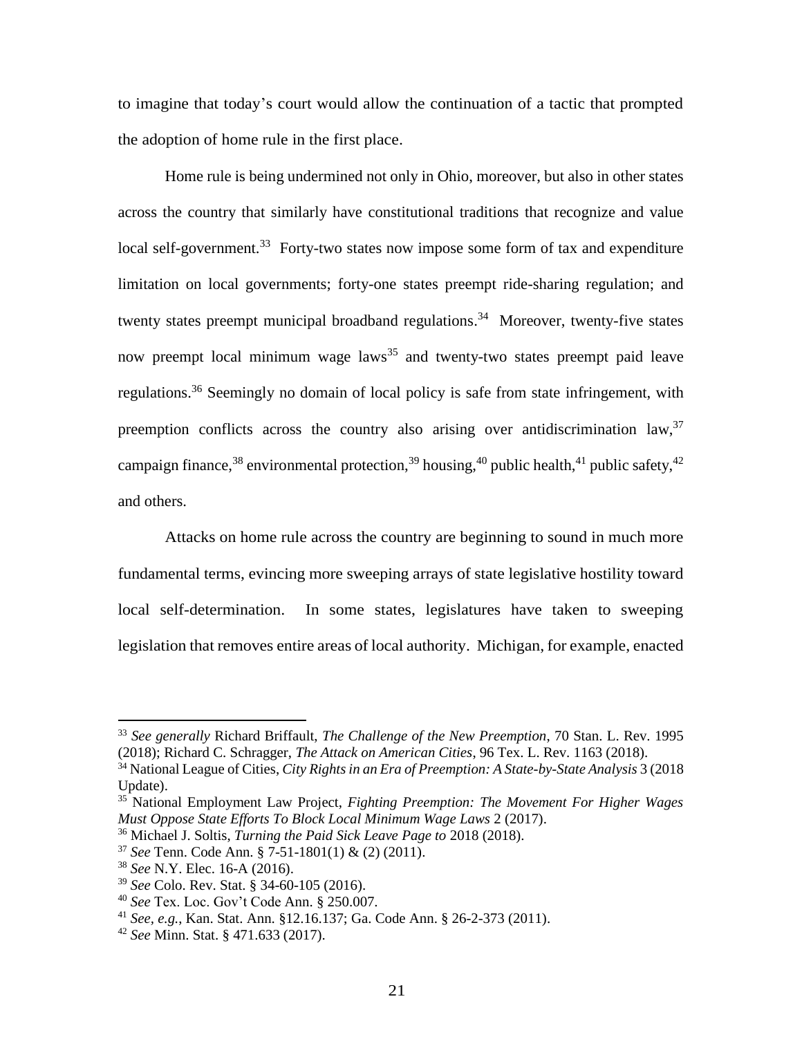to imagine that today's court would allow the continuation of a tactic that prompted the adoption of home rule in the first place.

Home rule is being undermined not only in Ohio, moreover, but also in other states across the country that similarly have constitutional traditions that recognize and value local self-government.[33] Forty-two states now impose some form of tax and expenditure limitation on local governments; forty-one states preempt ride-sharing regulation; and twenty states preempt municipal broadband regulations.[34] Moreover, twenty-five states now preempt local minimum wage laws[35] and twenty-two states preempt paid leave regulations.[36] Seemingly no domain of local policy is safe from state infringement, with preemption conflicts across the country also arising over antidiscrimination law,[37] campaign finance,[38] environmental protection,[39] housing,[40] public health,[41] public safety,[42] and others.

Attacks on home rule across the country are beginning to sound in much more fundamental terms, evincing more sweeping arrays of state legislative hostility toward local self-determination. In some states, legislatures have taken to sweeping legislation that removes entire areas of local authority. Michigan, for example, enacted

---

[33] *See generally* Richard Briffault, *The Challenge of the New Preemption*, 70 Stan. L. Rev. 1995 (2018); Richard C. Schragger, *The Attack on American Cities*, 96 Tex. L. Rev. 1163 (2018).

[34] National League of Cities, *City Rights in an Era of Preemption: A State-by-State Analysis* 3 (2018 Update).

[35] National Employment Law Project, *Fighting Preemption: The Movement For Higher Wages Must Oppose State Efforts To Block Local Minimum Wage Laws* 2 (2017).

[36] Michael J. Soltis, *Turning the Paid Sick Leave Page to* 2018 (2018).

[37] *See* Tenn. Code Ann. § 7-51-1801(1) & (2) (2011).

[38] *See* N.Y. Elec. 16-A (2016).

[39] *See* Colo. Rev. Stat. § 34-60-105 (2016).

[40] *See* Tex. Loc. Gov't Code Ann. § 250.007.

[41] *See, e.g.*, Kan. Stat. Ann. §12.16.137; Ga. Code Ann. § 26-2-373 (2011).

[42] *See* Minn. Stat. § 471.633 (2017).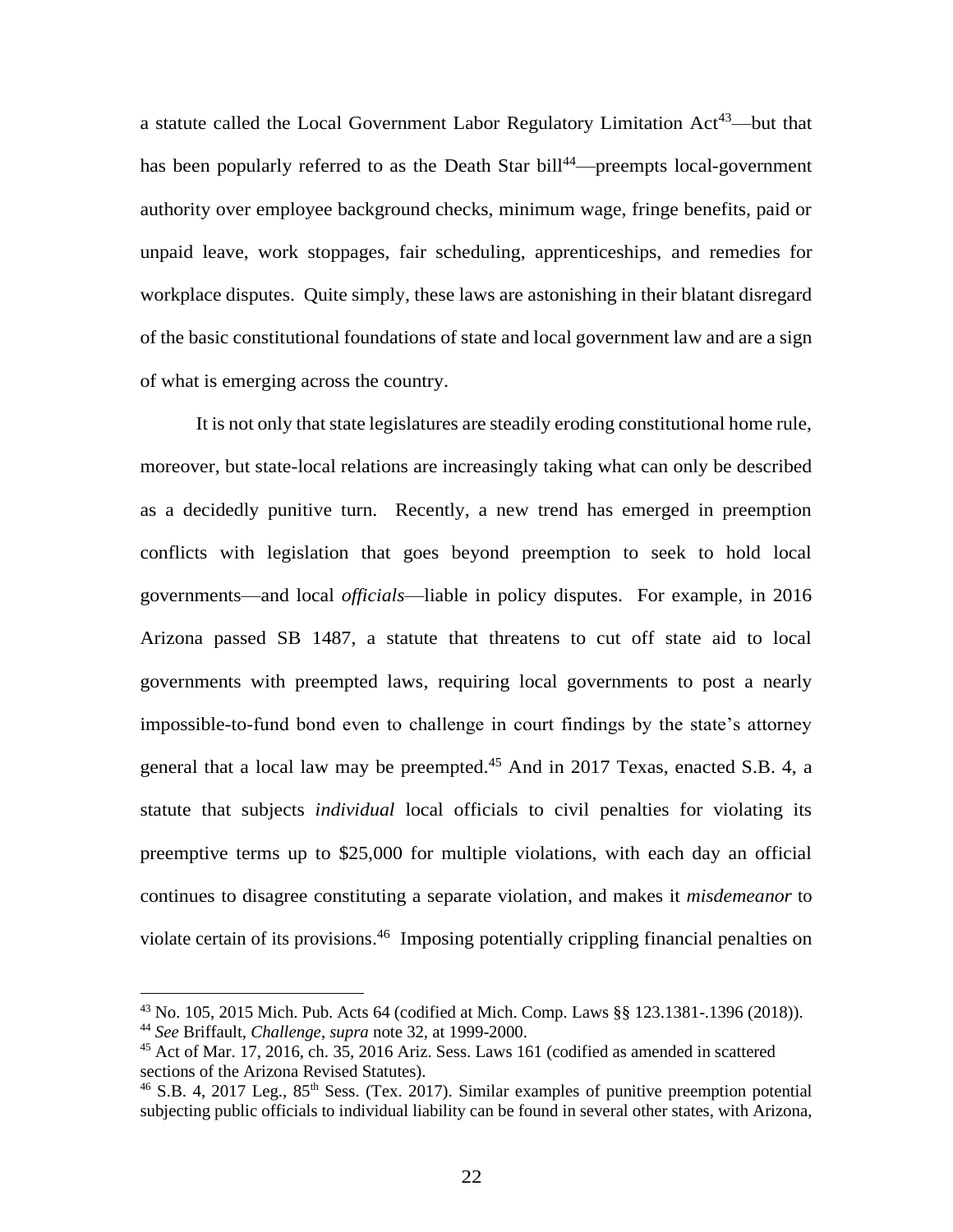a statute called the Local Government Labor Regulatory Limitation Act[43]—but that has been popularly referred to as the Death Star bill[44]—preempts local-government authority over employee background checks, minimum wage, fringe benefits, paid or unpaid leave, work stoppages, fair scheduling, apprenticeships, and remedies for workplace disputes. Quite simply, these laws are astonishing in their blatant disregard of the basic constitutional foundations of state and local government law and are a sign of what is emerging across the country.

It is not only that state legislatures are steadily eroding constitutional home rule, moreover, but state-local relations are increasingly taking what can only be described as a decidedly punitive turn. Recently, a new trend has emerged in preemption conflicts with legislation that goes beyond preemption to seek to hold local governments—and local *officials*—liable in policy disputes. For example, in 2016 Arizona passed SB 1487, a statute that threatens to cut off state aid to local governments with preempted laws, requiring local governments to post a nearly impossible-to-fund bond even to challenge in court findings by the state's attorney general that a local law may be preempted.[45] And in 2017 Texas, enacted S.B. 4, a statute that subjects *individual* local officials to civil penalties for violating its preemptive terms up to $25,000 for multiple violations, with each day an official continues to disagree constituting a separate violation, and makes it *misdemeanor* to violate certain of its provisions.[46] Imposing potentially crippling financial penalties on

---

[43] No. 105, 2015 Mich. Pub. Acts 64 (codified at Mich. Comp. Laws §§ 123.1381-.1396 (2018)).

[44] *See* Briffault, *Challenge*, *supra* note 32, at 1999-2000.

[45] Act of Mar. 17, 2016, ch. 35, 2016 Ariz. Sess. Laws 161 (codified as amended in scattered sections of the Arizona Revised Statutes).

[46] S.B. 4, 2017 Leg., 85th Sess. (Tex. 2017). Similar examples of punitive preemption potential subjecting public officials to individual liability can be found in several other states, with Arizona,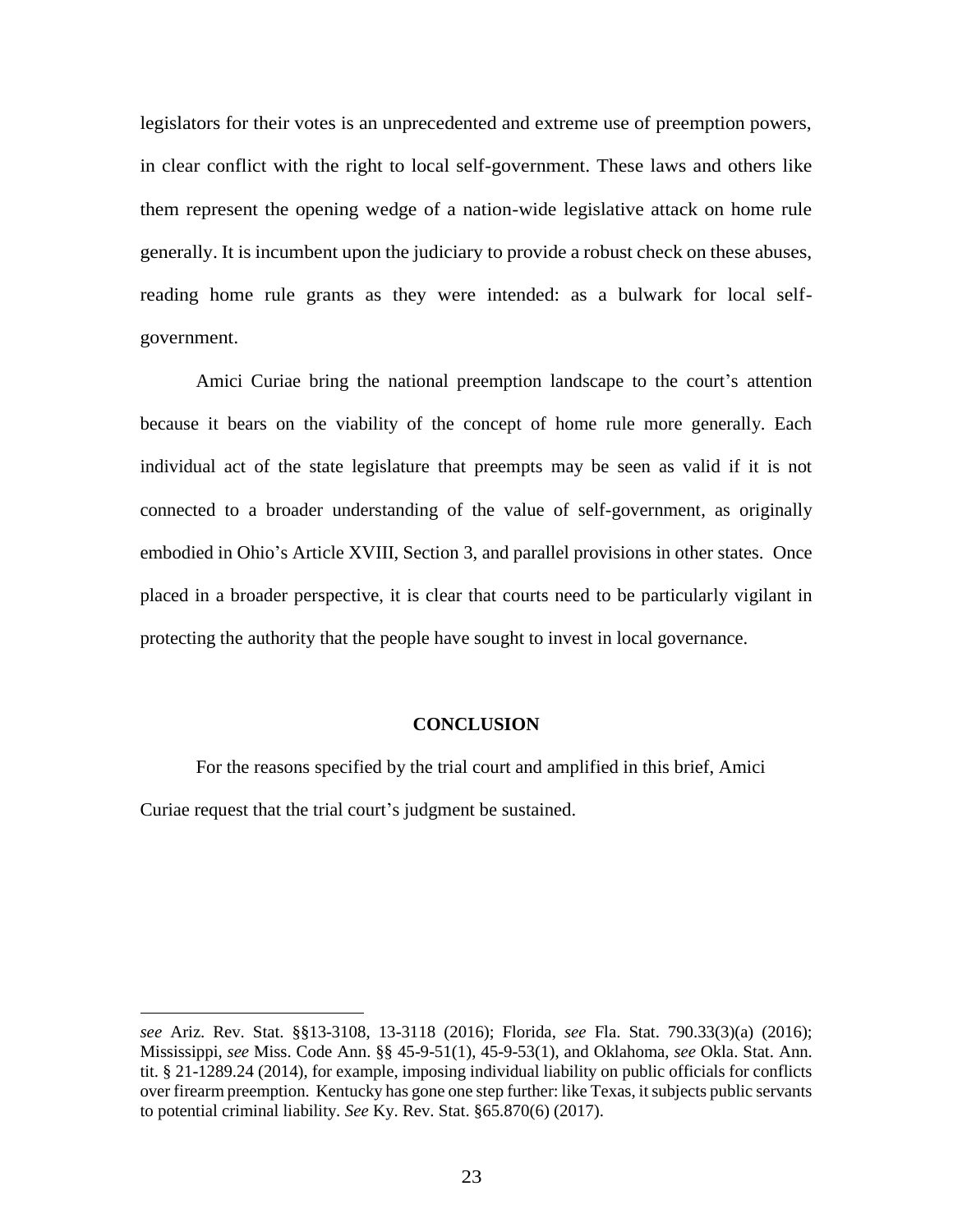legislators for their votes is an unprecedented and extreme use of preemption powers, in clear conflict with the right to local self-government. These laws and others like them represent the opening wedge of a nation-wide legislative attack on home rule generally. It is incumbent upon the judiciary to provide a robust check on these abuses, reading home rule grants as they were intended: as a bulwark for local self-government.

Amici Curiae bring the national preemption landscape to the court's attention because it bears on the viability of the concept of home rule more generally. Each individual act of the state legislature that preempts may be seen as valid if it is not connected to a broader understanding of the value of self-government, as originally embodied in Ohio's Article XVIII, Section 3, and parallel provisions in other states. Once placed in a broader perspective, it is clear that courts need to be particularly vigilant in protecting the authority that the people have sought to invest in local governance.

## CONCLUSION

For the reasons specified by the trial court and amplified in this brief, Amici Curiae request that the trial court's judgment be sustained.

---

*see* Ariz. Rev. Stat. §§13-3108, 13-3118 (2016); Florida, *see* Fla. Stat. 790.33(3)(a) (2016); Mississippi, *see* Miss. Code Ann. §§ 45-9-51(1), 45-9-53(1), and Oklahoma, *see* Okla. Stat. Ann. tit. § 21-1289.24 (2014), for example, imposing individual liability on public officials for conflicts over firearm preemption. Kentucky has gone one step further: like Texas, it subjects public servants to potential criminal liability. *See* Ky. Rev. Stat. §65.870(6) (2017).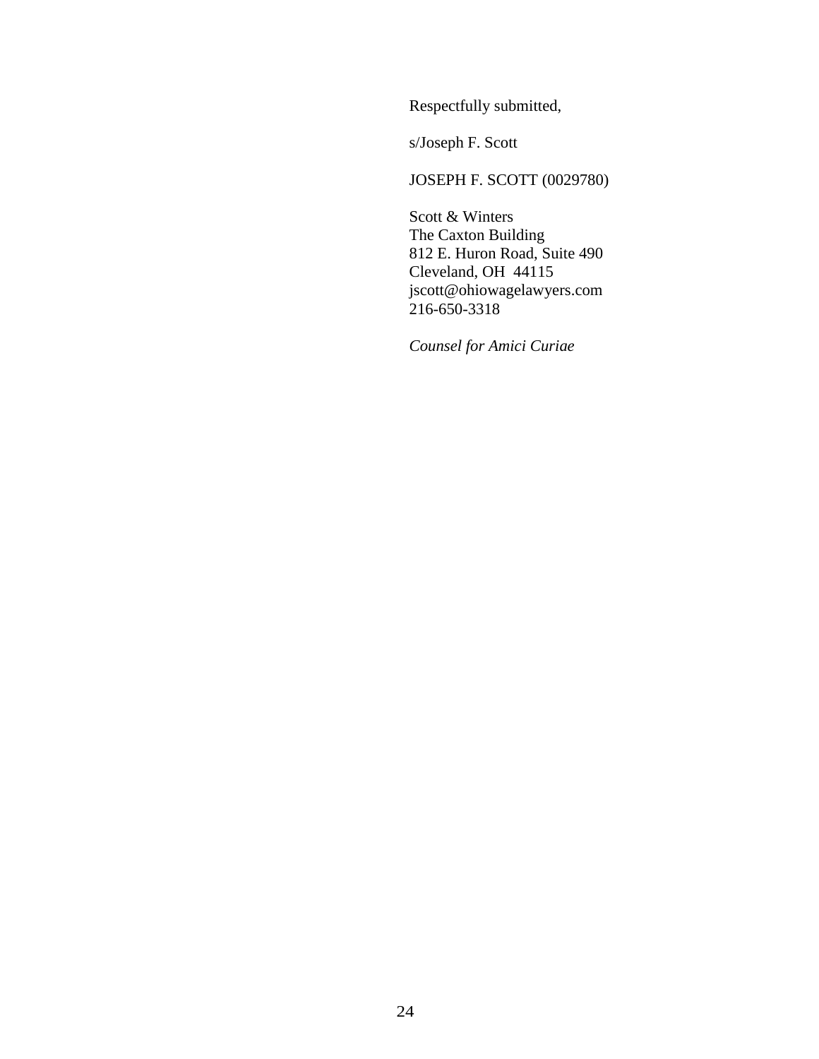Respectfully submitted,

s/Joseph F. Scott

JOSEPH F. SCOTT (0029780)

Scott & Winters
The Caxton Building
812 E. Huron Road, Suite 490
Cleveland, OH 44115
jscott@ohiowagelawyers.com
216-650-3318

*Counsel for Amici Curiae*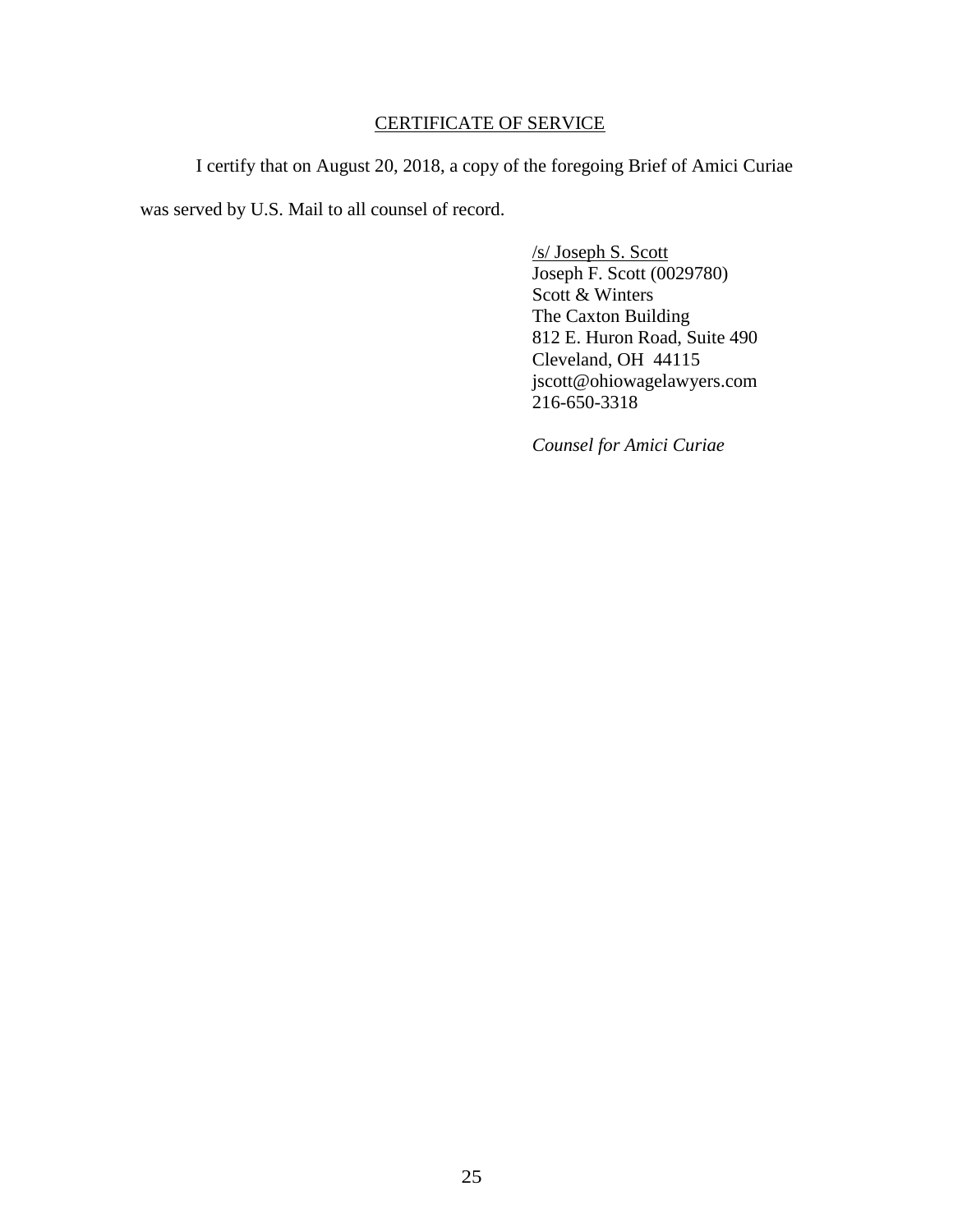## CERTIFICATE OF SERVICE

I certify that on August 20, 2018, a copy of the foregoing Brief of Amici Curiae was served by U.S. Mail to all counsel of record.

/s/ Joseph S. Scott
Joseph F. Scott (0029780)
Scott & Winters
The Caxton Building
812 E. Huron Road, Suite 490
Cleveland, OH 44115
jscott@ohiowagelawyers.com
216-650-3318

*Counsel for Amici Curiae*